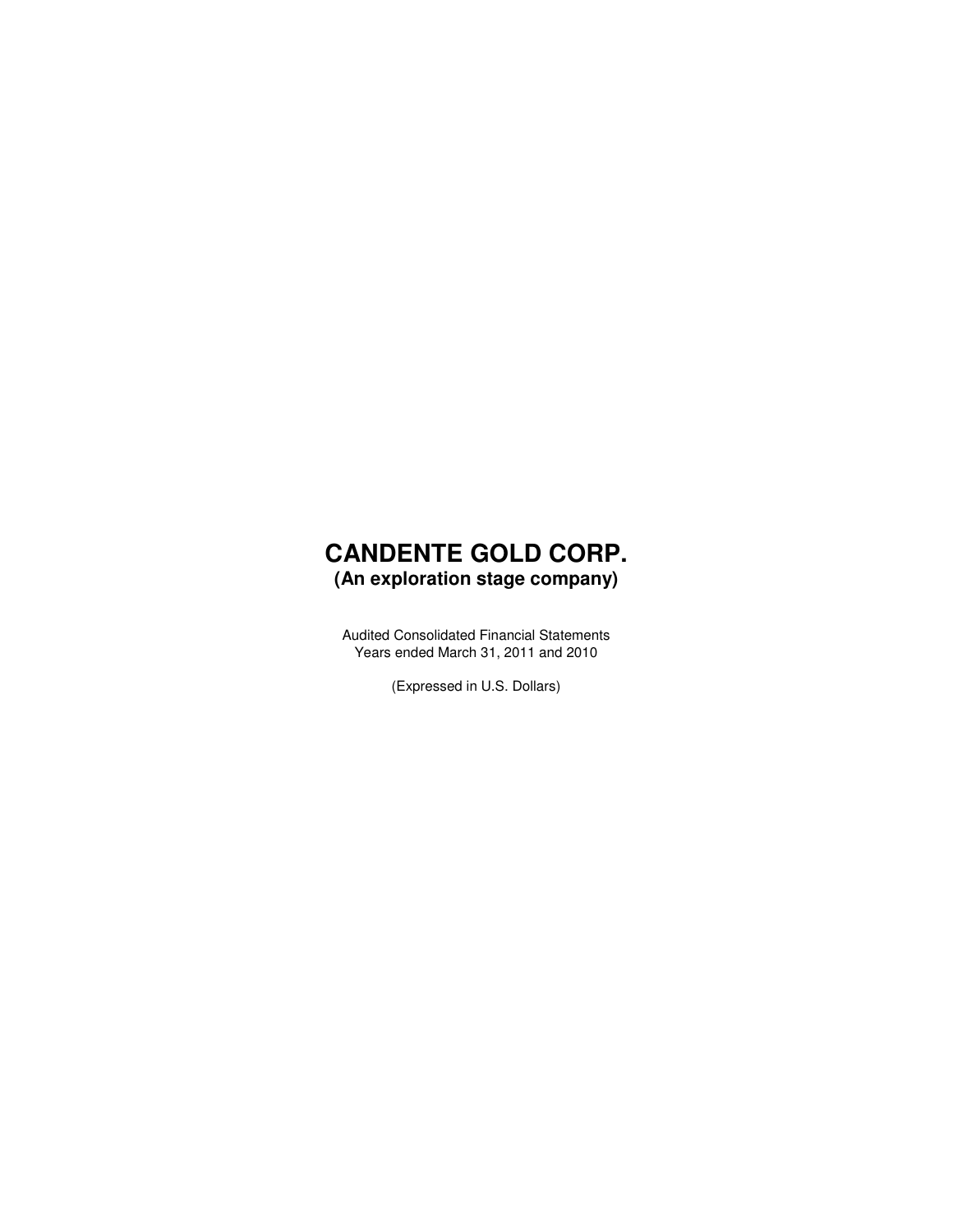# CANDENTE GOLD CORP.

## (An exploration stage company)

Audited Consolidated Financial Statements
Years ended March 31, 2011 and 2010

(Expressed in U.S. Dollars)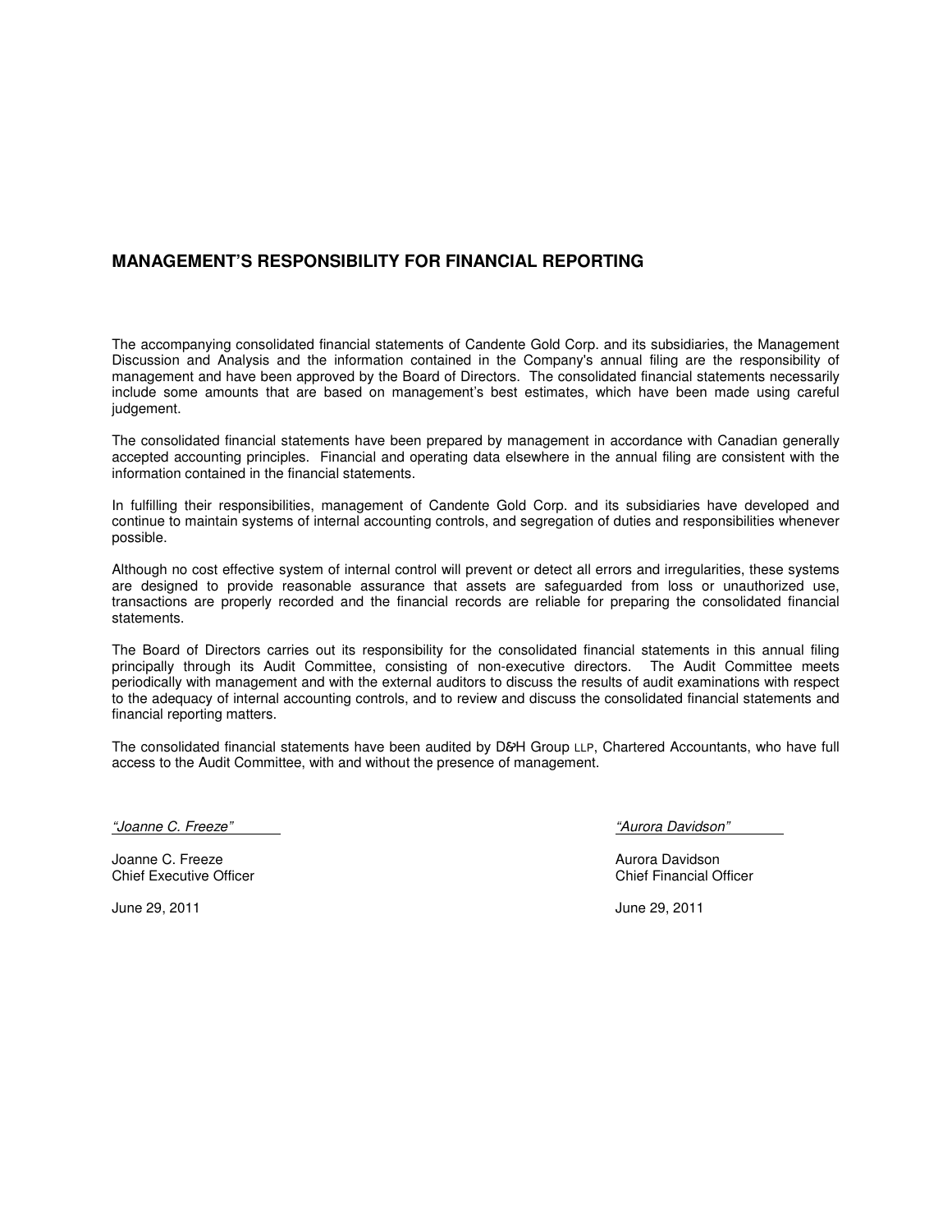## MANAGEMENT'S RESPONSIBILITY FOR FINANCIAL REPORTING

The accompanying consolidated financial statements of Candente Gold Corp. and its subsidiaries, the Management Discussion and Analysis and the information contained in the Company's annual filing are the responsibility of management and have been approved by the Board of Directors. The consolidated financial statements necessarily include some amounts that are based on management's best estimates, which have been made using careful judgement.

The consolidated financial statements have been prepared by management in accordance with Canadian generally accepted accounting principles. Financial and operating data elsewhere in the annual filing are consistent with the information contained in the financial statements.

In fulfilling their responsibilities, management of Candente Gold Corp. and its subsidiaries have developed and continue to maintain systems of internal accounting controls, and segregation of duties and responsibilities whenever possible.

Although no cost effective system of internal control will prevent or detect all errors and irregularities, these systems are designed to provide reasonable assurance that assets are safeguarded from loss or unauthorized use, transactions are properly recorded and the financial records are reliable for preparing the consolidated financial statements.

The Board of Directors carries out its responsibility for the consolidated financial statements in this annual filing principally through its Audit Committee, consisting of non-executive directors. The Audit Committee meets periodically with management and with the external auditors to discuss the results of audit examinations with respect to the adequacy of internal accounting controls, and to review and discuss the consolidated financial statements and financial reporting matters.

The consolidated financial statements have been audited by D&H Group LLP, Chartered Accountants, who have full access to the Audit Committee, with and without the presence of management.

*"Joanne C. Freeze"*

Joanne C. Freeze
Chief Executive Officer

June 29, 2011

*"Aurora Davidson"*

Aurora Davidson
Chief Financial Officer

June 29, 2011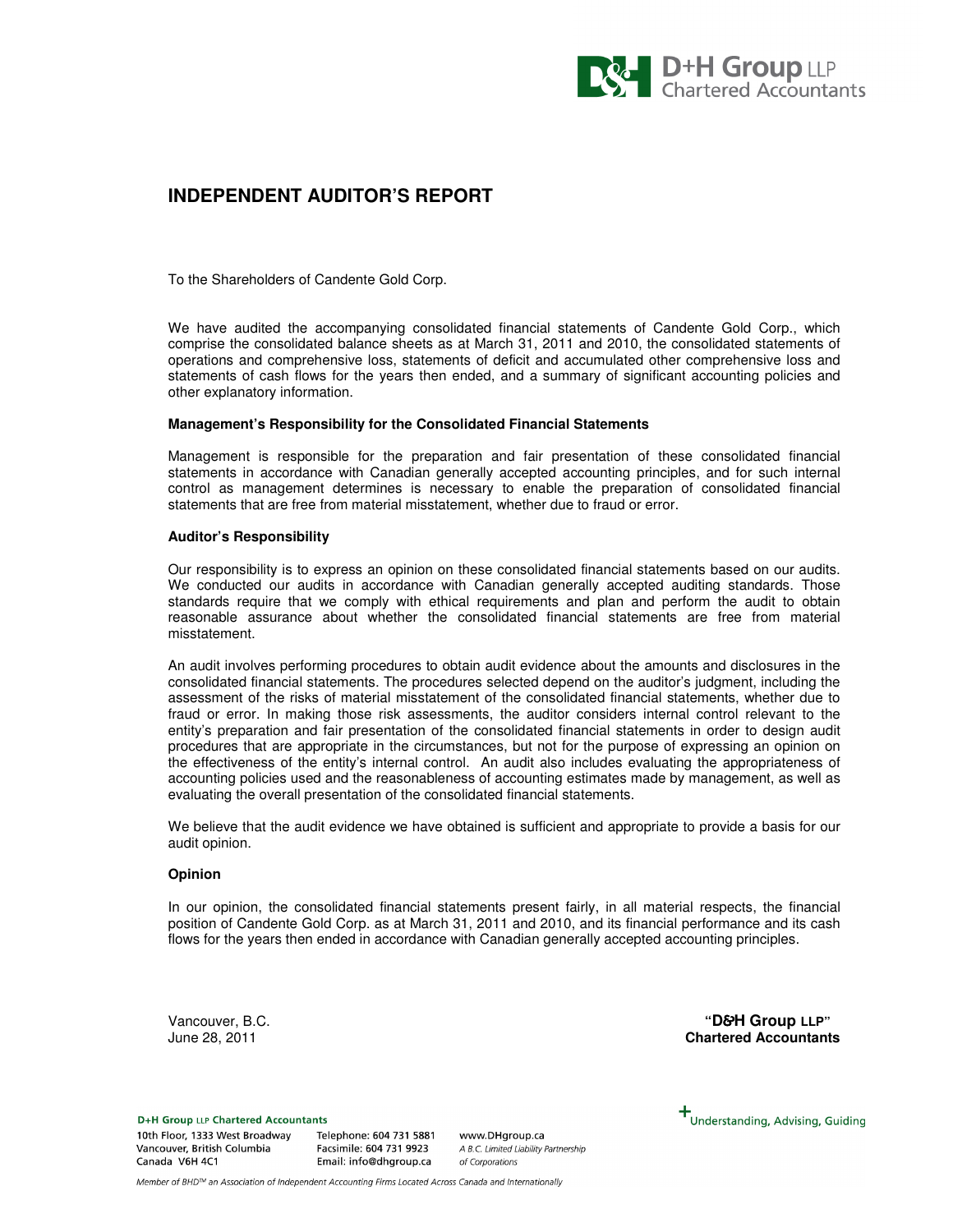D+H Group LLP
Chartered Accountants

# INDEPENDENT AUDITOR'S REPORT

To the Shareholders of Candente Gold Corp.

We have audited the accompanying consolidated financial statements of Candente Gold Corp., which comprise the consolidated balance sheets as at March 31, 2011 and 2010, the consolidated statements of operations and comprehensive loss, statements of deficit and accumulated other comprehensive loss and statements of cash flows for the years then ended, and a summary of significant accounting policies and other explanatory information.

**Management's Responsibility for the Consolidated Financial Statements**

Management is responsible for the preparation and fair presentation of these consolidated financial statements in accordance with Canadian generally accepted accounting principles, and for such internal control as management determines is necessary to enable the preparation of consolidated financial statements that are free from material misstatement, whether due to fraud or error.

**Auditor's Responsibility**

Our responsibility is to express an opinion on these consolidated financial statements based on our audits. We conducted our audits in accordance with Canadian generally accepted auditing standards. Those standards require that we comply with ethical requirements and plan and perform the audit to obtain reasonable assurance about whether the consolidated financial statements are free from material misstatement.

An audit involves performing procedures to obtain audit evidence about the amounts and disclosures in the consolidated financial statements. The procedures selected depend on the auditor's judgment, including the assessment of the risks of material misstatement of the consolidated financial statements, whether due to fraud or error. In making those risk assessments, the auditor considers internal control relevant to the entity's preparation and fair presentation of the consolidated financial statements in order to design audit procedures that are appropriate in the circumstances, but not for the purpose of expressing an opinion on the effectiveness of the entity's internal control. An audit also includes evaluating the appropriateness of accounting policies used and the reasonableness of accounting estimates made by management, as well as evaluating the overall presentation of the consolidated financial statements.

We believe that the audit evidence we have obtained is sufficient and appropriate to provide a basis for our audit opinion.

**Opinion**

In our opinion, the consolidated financial statements present fairly, in all material respects, the financial position of Candente Gold Corp. as at March 31, 2011 and 2010, and its financial performance and its cash flows for the years then ended in accordance with Canadian generally accepted accounting principles.

Vancouver, B.C.
June 28, 2011

**"D&H Group LLP"**
**Chartered Accountants**

D+H Group LLP Chartered Accountants
10th Floor, 1333 West Broadway
Vancouver, British Columbia
Canada V6H 4C1

Telephone: 604 731 5881
Facsimile: 604 731 9923
Email: info@dhgroup.ca

www.DHgroup.ca
*A B.C. Limited Liability Partnership of Corporations*

Understanding, Advising, Guiding

*Member of BHD™ an Association of Independent Accounting Firms Located Across Canada and Internationally*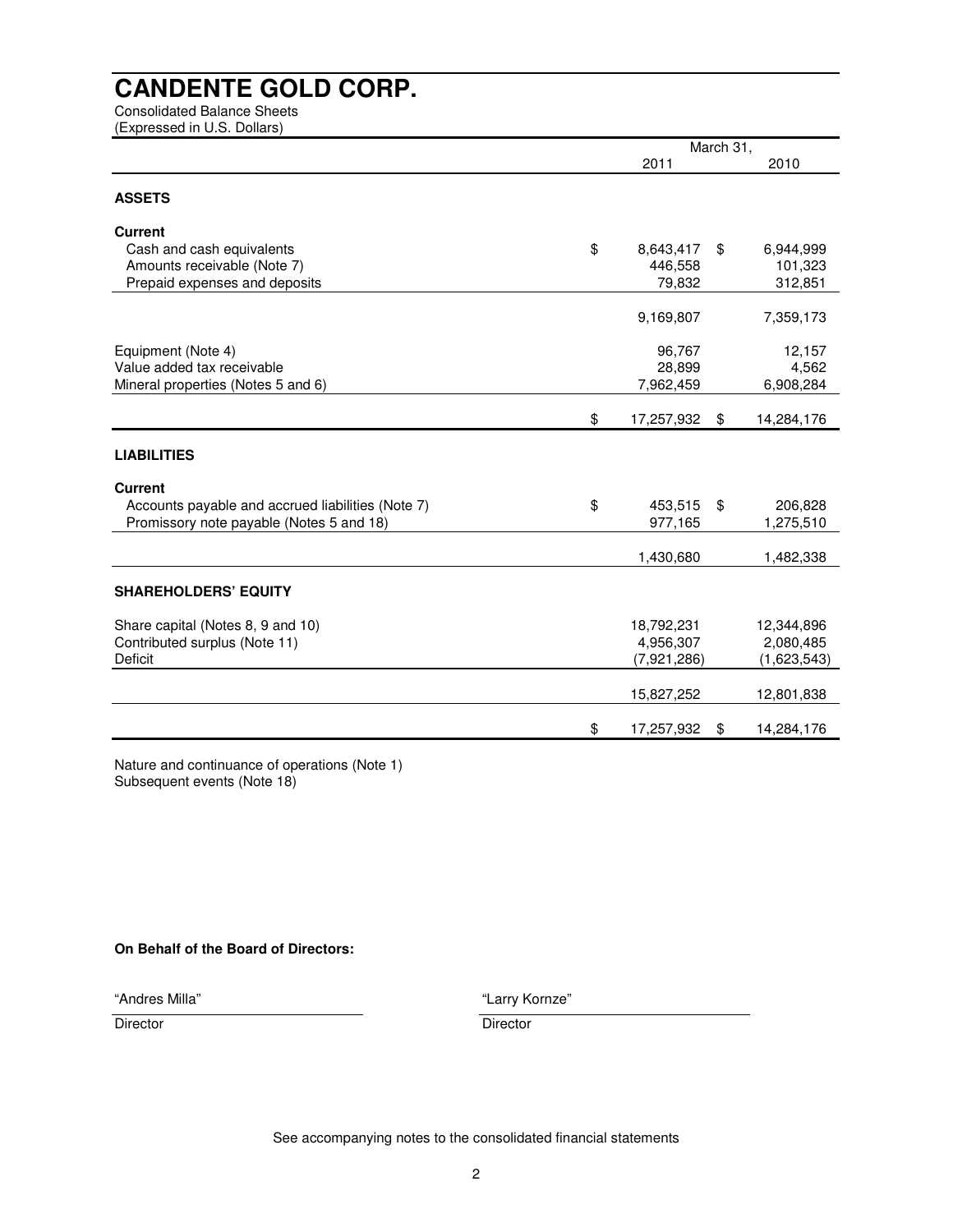# CANDENTE GOLD CORP.

Consolidated Balance Sheets
(Expressed in U.S. Dollars)

| | March 31, 2011 | March 31, 2010 |
|---|---|---|
| **ASSETS** | | |
| **Current** | | |
| Cash and cash equivalents | $ 8,643,417 | $ 6,944,999 |
| Amounts receivable (Note 7) | 446,558 | 101,323 |
| Prepaid expenses and deposits | 79,832 | 312,851 |
| | 9,169,807 | 7,359,173 |
| Equipment (Note 4) | 96,767 | 12,157 |
| Value added tax receivable | 28,899 | 4,562 |
| Mineral properties (Notes 5 and 6) | 7,962,459 | 6,908,284 |
| | $ 17,257,932 | $ 14,284,176 |
| **LIABILITIES** | | |
| **Current** | | |
| Accounts payable and accrued liabilities (Note 7) | $ 453,515 | $ 206,828 |
| Promissory note payable (Notes 5 and 18) | 977,165 | 1,275,510 |
| | 1,430,680 | 1,482,338 |
| **SHAREHOLDERS' EQUITY** | | |
| Share capital (Notes 8, 9 and 10) | 18,792,231 | 12,344,896 |
| Contributed surplus (Note 11) | 4,956,307 | 2,080,485 |
| Deficit | (7,921,286) | (1,623,543) |
| | 15,827,252 | 12,801,838 |
| | $ 17,257,932 | $ 14,284,176 |

Nature and continuance of operations (Note 1)
Subsequent events (Note 18)

**On Behalf of the Board of Directors:**

"Andres Milla"
Director

"Larry Kornze"
Director

See accompanying notes to the consolidated financial statements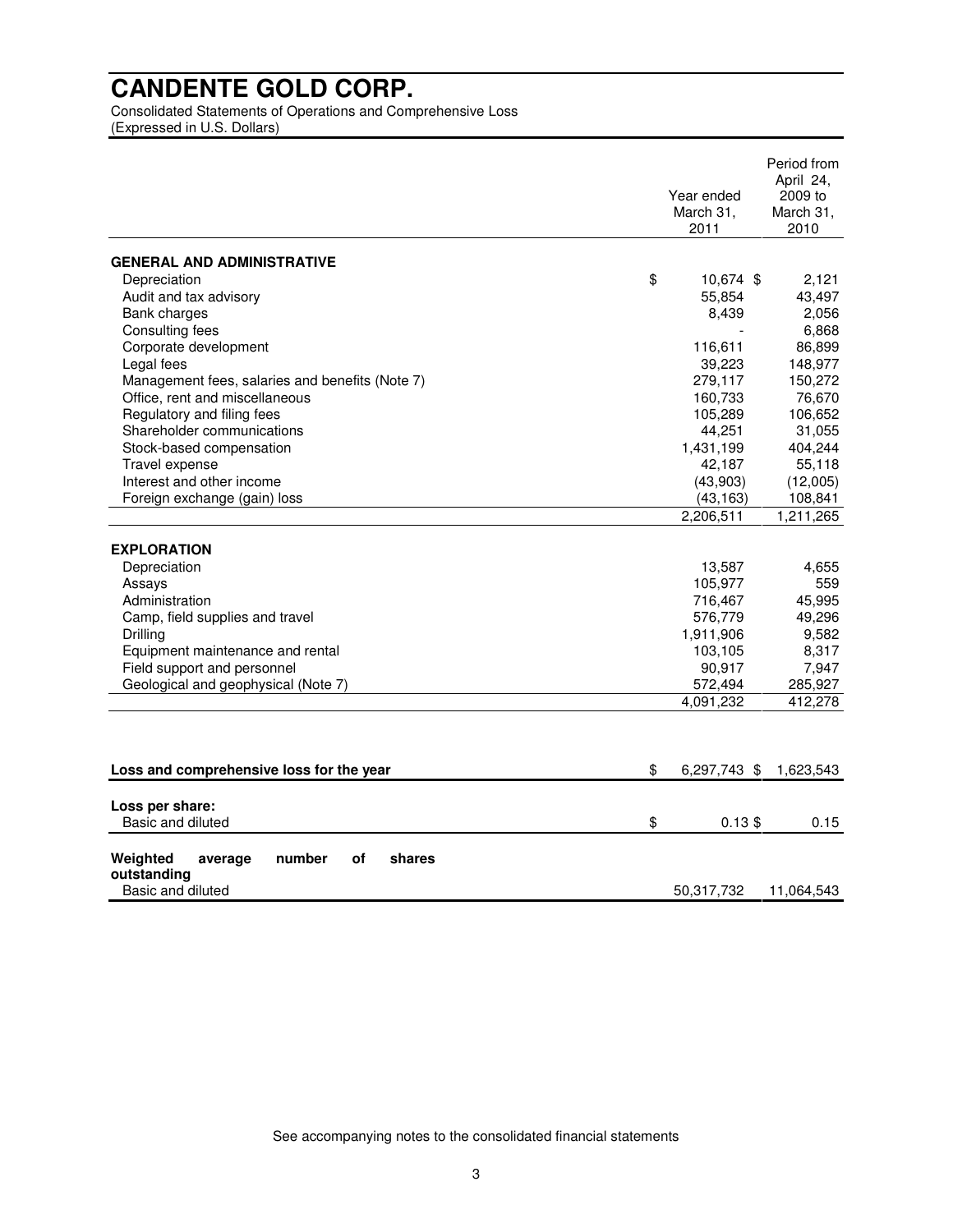# CANDENTE GOLD CORP.

Consolidated Statements of Operations and Comprehensive Loss
(Expressed in U.S. Dollars)

| | Year ended March 31, 2011 | Period from April 24, 2009 to March 31, 2010 |
|---|---|---|
| **GENERAL AND ADMINISTRATIVE** | | |
| Depreciation | $ 10,674 | $ 2,121 |
| Audit and tax advisory | 55,854 | 43,497 |
| Bank charges | 8,439 | 2,056 |
| Consulting fees | - | 6,868 |
| Corporate development | 116,611 | 86,899 |
| Legal fees | 39,223 | 148,977 |
| Management fees, salaries and benefits (Note 7) | 279,117 | 150,272 |
| Office, rent and miscellaneous | 160,733 | 76,670 |
| Regulatory and filing fees | 105,289 | 106,652 |
| Shareholder communications | 44,251 | 31,055 |
| Stock-based compensation | 1,431,199 | 404,244 |
| Travel expense | 42,187 | 55,118 |
| Interest and other income | (43,903) | (12,005) |
| Foreign exchange (gain) loss | (43,163) | 108,841 |
| | 2,206,511 | 1,211,265 |
| **EXPLORATION** | | |
| Depreciation | 13,587 | 4,655 |
| Assays | 105,977 | 559 |
| Administration | 716,467 | 45,995 |
| Camp, field supplies and travel | 576,779 | 49,296 |
| Drilling | 1,911,906 | 9,582 |
| Equipment maintenance and rental | 103,105 | 8,317 |
| Field support and personnel | 90,917 | 7,947 |
| Geological and geophysical (Note 7) | 572,494 | 285,927 |
| | 4,091,232 | 412,278 |
| **Loss and comprehensive loss for the year** | $ 6,297,743 | $ 1,623,543 |
| **Loss per share:** | | |
| Basic and diluted | $ 0.13 | $ 0.15 |
| **Weighted average number of shares outstanding** | | |
| Basic and diluted | 50,317,732 | 11,064,543 |

See accompanying notes to the consolidated financial statements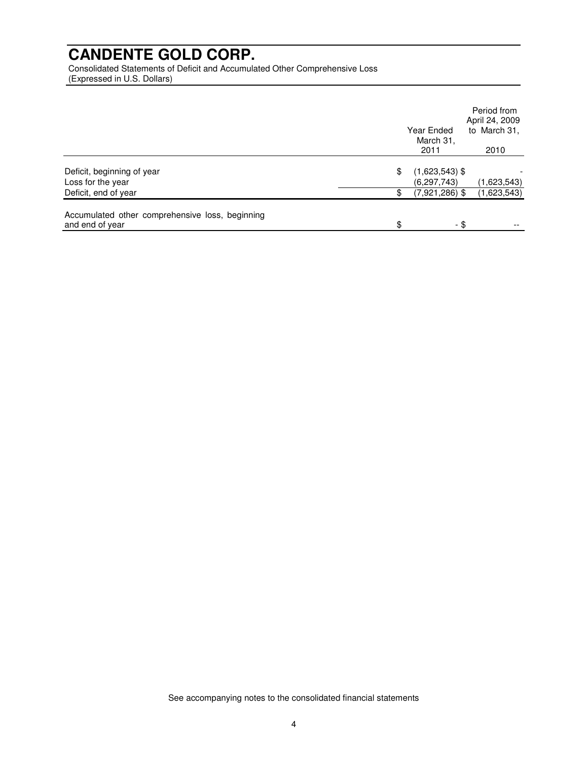# CANDENTE GOLD CORP.

Consolidated Statements of Deficit and Accumulated Other Comprehensive Loss
(Expressed in U.S. Dollars)

| | Year Ended March 31, 2011 | Period from April 24, 2009 to March 31, 2010 |
|---|---|---|
| Deficit, beginning of year | $ (1,623,543) | $ - |
| Loss for the year | (6,297,743) | (1,623,543) |
| Deficit, end of year | $ (7,921,286) | $ (1,623,543) |
| Accumulated other comprehensive loss, beginning and end of year | $ - | $ -- |

See accompanying notes to the consolidated financial statements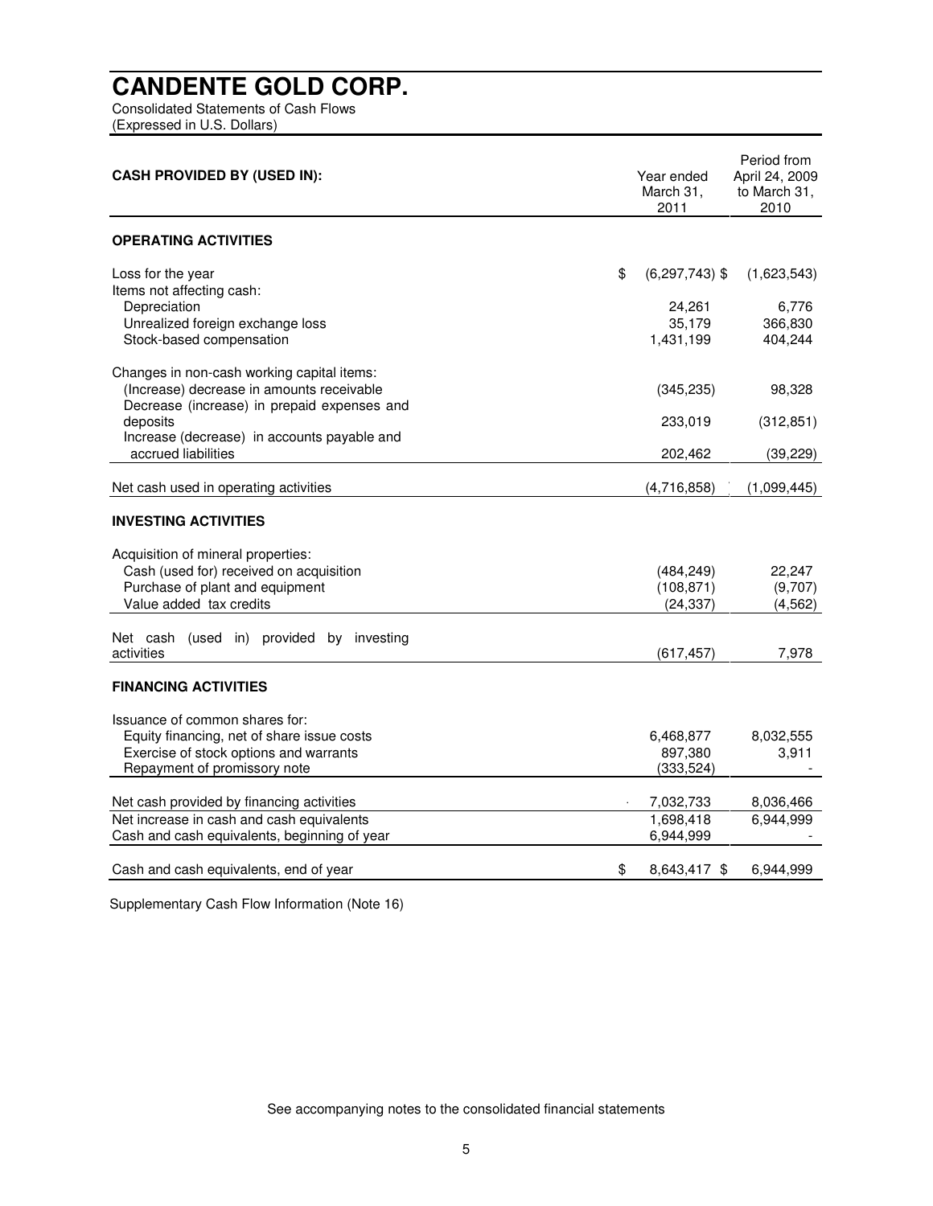# CANDENTE GOLD CORP.

Consolidated Statements of Cash Flows
(Expressed in U.S. Dollars)

| CASH PROVIDED BY (USED IN): | Year ended March 31, 2011 | Period from April 24, 2009 to March 31, 2010 |
|---|---|---|
| **OPERATING ACTIVITIES** | | |
| Loss for the year | $ (6,297,743) | $ (1,623,543) |
| Items not affecting cash: | | |
| Depreciation | 24,261 | 6,776 |
| Unrealized foreign exchange loss | 35,179 | 366,830 |
| Stock-based compensation | 1,431,199 | 404,244 |
| Changes in non-cash working capital items: | | |
| (Increase) decrease in amounts receivable | (345,235) | 98,328 |
| Decrease (increase) in prepaid expenses and deposits | 233,019 | (312,851) |
| Increase (decrease) in accounts payable and accrued liabilities | 202,462 | (39,229) |
| Net cash used in operating activities | (4,716,858) | (1,099,445) |
| **INVESTING ACTIVITIES** | | |
| Acquisition of mineral properties: | | |
| Cash (used for) received on acquisition | (484,249) | 22,247 |
| Purchase of plant and equipment | (108,871) | (9,707) |
| Value added tax credits | (24,337) | (4,562) |
| Net cash (used in) provided by investing activities | (617,457) | 7,978 |
| **FINANCING ACTIVITIES** | | |
| Issuance of common shares for: | | |
| Equity financing, net of share issue costs | 6,468,877 | 8,032,555 |
| Exercise of stock options and warrants | 897,380 | 3,911 |
| Repayment of promissory note | (333,524) | - |
| Net cash provided by financing activities | 7,032,733 | 8,036,466 |
| Net increase in cash and cash equivalents | 1,698,418 | 6,944,999 |
| Cash and cash equivalents, beginning of year | 6,944,999 | - |
| Cash and cash equivalents, end of year | $ 8,643,417 | $ 6,944,999 |

Supplementary Cash Flow Information (Note 16)

See accompanying notes to the consolidated financial statements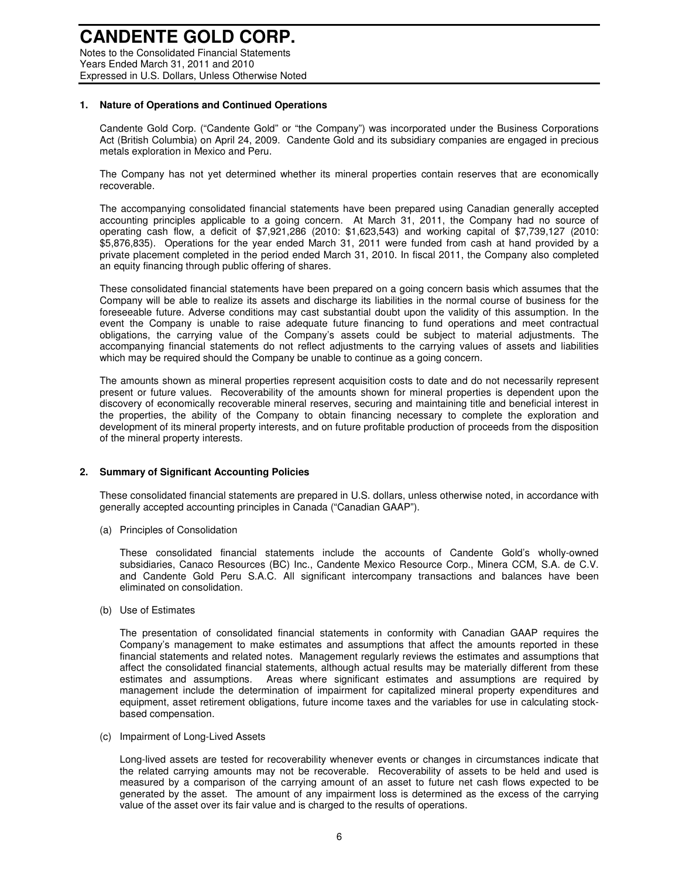## 1. Nature of Operations and Continued Operations

Candente Gold Corp. ("Candente Gold" or "the Company") was incorporated under the Business Corporations Act (British Columbia) on April 24, 2009. Candente Gold and its subsidiary companies are engaged in precious metals exploration in Mexico and Peru.

The Company has not yet determined whether its mineral properties contain reserves that are economically recoverable.

The accompanying consolidated financial statements have been prepared using Canadian generally accepted accounting principles applicable to a going concern. At March 31, 2011, the Company had no source of operating cash flow, a deficit of $7,921,286 (2010: $1,623,543) and working capital of $7,739,127 (2010: $5,876,835). Operations for the year ended March 31, 2011 were funded from cash at hand provided by a private placement completed in the period ended March 31, 2010. In fiscal 2011, the Company also completed an equity financing through public offering of shares.

These consolidated financial statements have been prepared on a going concern basis which assumes that the Company will be able to realize its assets and discharge its liabilities in the normal course of business for the foreseeable future. Adverse conditions may cast substantial doubt upon the validity of this assumption. In the event the Company is unable to raise adequate future financing to fund operations and meet contractual obligations, the carrying value of the Company's assets could be subject to material adjustments. The accompanying financial statements do not reflect adjustments to the carrying values of assets and liabilities which may be required should the Company be unable to continue as a going concern.

The amounts shown as mineral properties represent acquisition costs to date and do not necessarily represent present or future values. Recoverability of the amounts shown for mineral properties is dependent upon the discovery of economically recoverable mineral reserves, securing and maintaining title and beneficial interest in the properties, the ability of the Company to obtain financing necessary to complete the exploration and development of its mineral property interests, and on future profitable production of proceeds from the disposition of the mineral property interests.

## 2. Summary of Significant Accounting Policies

These consolidated financial statements are prepared in U.S. dollars, unless otherwise noted, in accordance with generally accepted accounting principles in Canada ("Canadian GAAP").

(a) Principles of Consolidation

These consolidated financial statements include the accounts of Candente Gold's wholly-owned subsidiaries, Canaco Resources (BC) Inc., Candente Mexico Resource Corp., Minera CCM, S.A. de C.V. and Candente Gold Peru S.A.C. All significant intercompany transactions and balances have been eliminated on consolidation.

(b) Use of Estimates

The presentation of consolidated financial statements in conformity with Canadian GAAP requires the Company's management to make estimates and assumptions that affect the amounts reported in these financial statements and related notes. Management regularly reviews the estimates and assumptions that affect the consolidated financial statements, although actual results may be materially different from these estimates and assumptions. Areas where significant estimates and assumptions are required by management include the determination of impairment for capitalized mineral property expenditures and equipment, asset retirement obligations, future income taxes and the variables for use in calculating stock-based compensation.

(c) Impairment of Long-Lived Assets

Long-lived assets are tested for recoverability whenever events or changes in circumstances indicate that the related carrying amounts may not be recoverable. Recoverability of assets to be held and used is measured by a comparison of the carrying amount of an asset to future net cash flows expected to be generated by the asset. The amount of any impairment loss is determined as the excess of the carrying value of the asset over its fair value and is charged to the results of operations.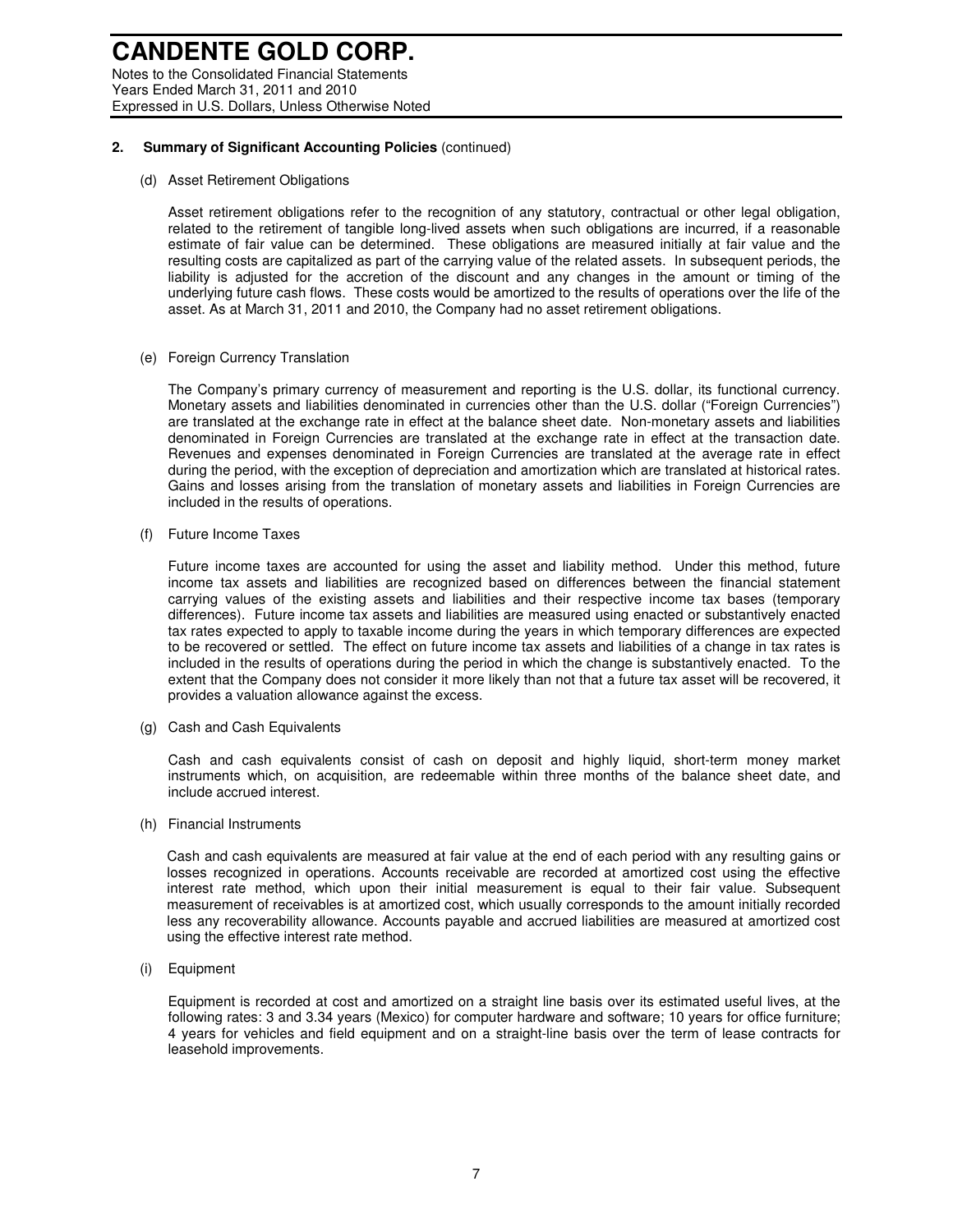## 2. Summary of Significant Accounting Policies (continued)

### (d) Asset Retirement Obligations

Asset retirement obligations refer to the recognition of any statutory, contractual or other legal obligation, related to the retirement of tangible long-lived assets when such obligations are incurred, if a reasonable estimate of fair value can be determined. These obligations are measured initially at fair value and the resulting costs are capitalized as part of the carrying value of the related assets. In subsequent periods, the liability is adjusted for the accretion of the discount and any changes in the amount or timing of the underlying future cash flows. These costs would be amortized to the results of operations over the life of the asset. As at March 31, 2011 and 2010, the Company had no asset retirement obligations.

### (e) Foreign Currency Translation

The Company's primary currency of measurement and reporting is the U.S. dollar, its functional currency. Monetary assets and liabilities denominated in currencies other than the U.S. dollar ("Foreign Currencies") are translated at the exchange rate in effect at the balance sheet date. Non-monetary assets and liabilities denominated in Foreign Currencies are translated at the exchange rate in effect at the transaction date. Revenues and expenses denominated in Foreign Currencies are translated at the average rate in effect during the period, with the exception of depreciation and amortization which are translated at historical rates. Gains and losses arising from the translation of monetary assets and liabilities in Foreign Currencies are included in the results of operations.

### (f) Future Income Taxes

Future income taxes are accounted for using the asset and liability method. Under this method, future income tax assets and liabilities are recognized based on differences between the financial statement carrying values of the existing assets and liabilities and their respective income tax bases (temporary differences). Future income tax assets and liabilities are measured using enacted or substantively enacted tax rates expected to apply to taxable income during the years in which temporary differences are expected to be recovered or settled. The effect on future income tax assets and liabilities of a change in tax rates is included in the results of operations during the period in which the change is substantively enacted. To the extent that the Company does not consider it more likely than not that a future tax asset will be recovered, it provides a valuation allowance against the excess.

### (g) Cash and Cash Equivalents

Cash and cash equivalents consist of cash on deposit and highly liquid, short-term money market instruments which, on acquisition, are redeemable within three months of the balance sheet date, and include accrued interest.

### (h) Financial Instruments

Cash and cash equivalents are measured at fair value at the end of each period with any resulting gains or losses recognized in operations. Accounts receivable are recorded at amortized cost using the effective interest rate method, which upon their initial measurement is equal to their fair value. Subsequent measurement of receivables is at amortized cost, which usually corresponds to the amount initially recorded less any recoverability allowance. Accounts payable and accrued liabilities are measured at amortized cost using the effective interest rate method.

### (i) Equipment

Equipment is recorded at cost and amortized on a straight line basis over its estimated useful lives, at the following rates: 3 and 3.34 years (Mexico) for computer hardware and software; 10 years for office furniture; 4 years for vehicles and field equipment and on a straight-line basis over the term of lease contracts for leasehold improvements.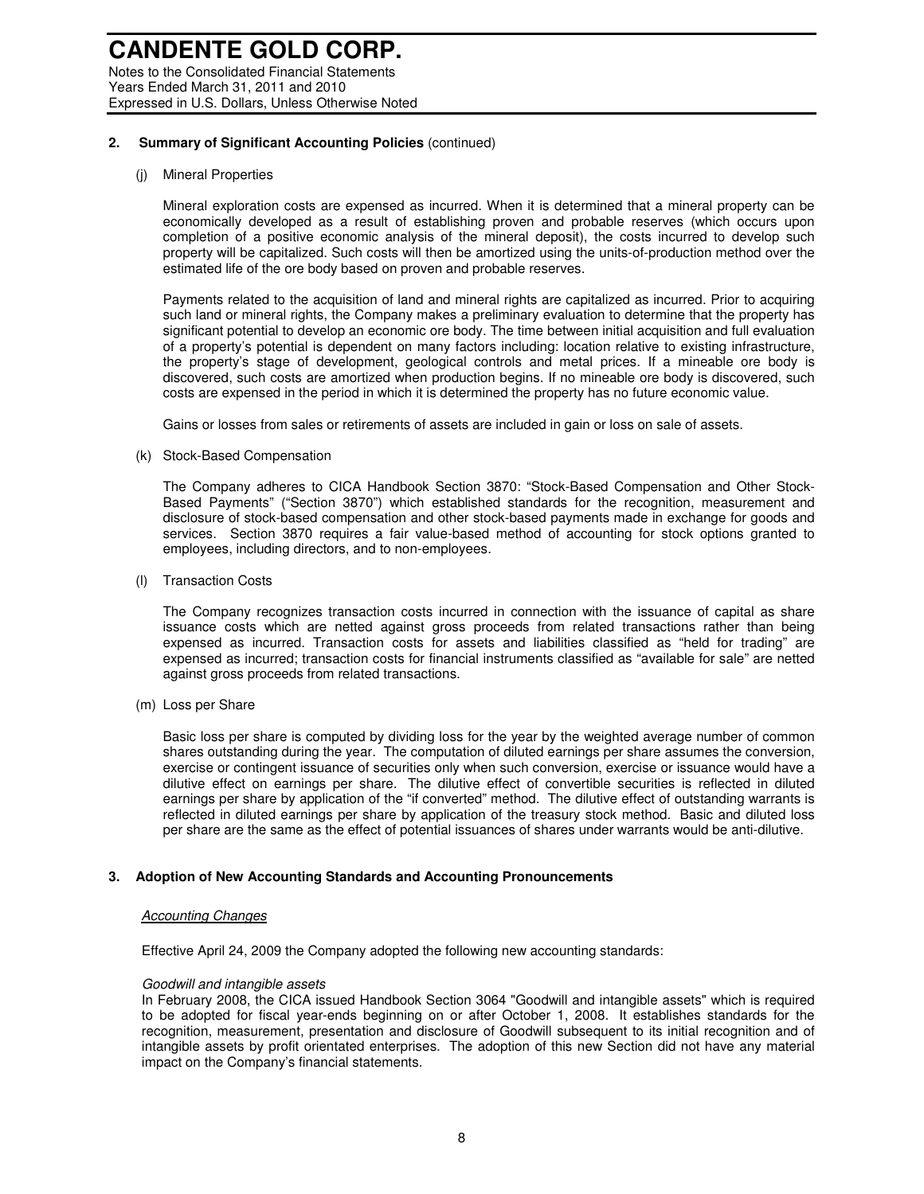## 2. Summary of Significant Accounting Policies (continued)

(j) Mineral Properties

Mineral exploration costs are expensed as incurred. When it is determined that a mineral property can be economically developed as a result of establishing proven and probable reserves (which occurs upon completion of a positive economic analysis of the mineral deposit), the costs incurred to develop such property will be capitalized. Such costs will then be amortized using the units-of-production method over the estimated life of the ore body based on proven and probable reserves.

Payments related to the acquisition of land and mineral rights are capitalized as incurred. Prior to acquiring such land or mineral rights, the Company makes a preliminary evaluation to determine that the property has significant potential to develop an economic ore body. The time between initial acquisition and full evaluation of a property's potential is dependent on many factors including: location relative to existing infrastructure, the property's stage of development, geological controls and metal prices. If a mineable ore body is discovered, such costs are amortized when production begins. If no mineable ore body is discovered, such costs are expensed in the period in which it is determined the property has no future economic value.

Gains or losses from sales or retirements of assets are included in gain or loss on sale of assets.

(k) Stock-Based Compensation

The Company adheres to CICA Handbook Section 3870: "Stock-Based Compensation and Other Stock-Based Payments" ("Section 3870") which established standards for the recognition, measurement and disclosure of stock-based compensation and other stock-based payments made in exchange for goods and services. Section 3870 requires a fair value-based method of accounting for stock options granted to employees, including directors, and to non-employees.

(l) Transaction Costs

The Company recognizes transaction costs incurred in connection with the issuance of capital as share issuance costs which are netted against gross proceeds from related transactions rather than being expensed as incurred. Transaction costs for assets and liabilities classified as "held for trading" are expensed as incurred; transaction costs for financial instruments classified as "available for sale" are netted against gross proceeds from related transactions.

(m) Loss per Share

Basic loss per share is computed by dividing loss for the year by the weighted average number of common shares outstanding during the year. The computation of diluted earnings per share assumes the conversion, exercise or contingent issuance of securities only when such conversion, exercise or issuance would have a dilutive effect on earnings per share. The dilutive effect of convertible securities is reflected in diluted earnings per share by application of the "if converted" method. The dilutive effect of outstanding warrants is reflected in diluted earnings per share by application of the treasury stock method. Basic and diluted loss per share are the same as the effect of potential issuances of shares under warrants would be anti-dilutive.

## 3. Adoption of New Accounting Standards and Accounting Pronouncements

*Accounting Changes*

Effective April 24, 2009 the Company adopted the following new accounting standards:

*Goodwill and intangible assets*
In February 2008, the CICA issued Handbook Section 3064 "Goodwill and intangible assets" which is required to be adopted for fiscal year-ends beginning on or after October 1, 2008. It establishes standards for the recognition, measurement, presentation and disclosure of Goodwill subsequent to its initial recognition and of intangible assets by profit orientated enterprises. The adoption of this new Section did not have any material impact on the Company's financial statements.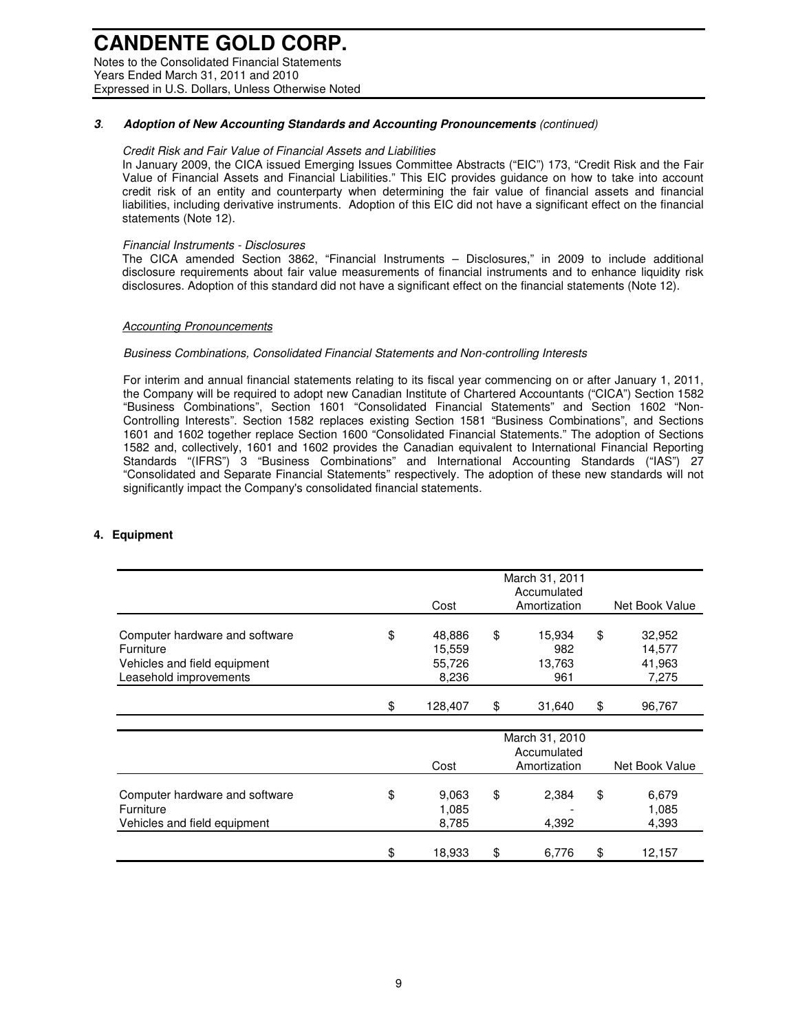### 3. *Adoption of New Accounting Standards and Accounting Pronouncements (continued)*

*Credit Risk and Fair Value of Financial Assets and Liabilities*

In January 2009, the CICA issued Emerging Issues Committee Abstracts ("EIC") 173, "Credit Risk and the Fair Value of Financial Assets and Financial Liabilities." This EIC provides guidance on how to take into account credit risk of an entity and counterparty when determining the fair value of financial assets and financial liabilities, including derivative instruments. Adoption of this EIC did not have a significant effect on the financial statements (Note 12).

*Financial Instruments - Disclosures*

The CICA amended Section 3862, "Financial Instruments – Disclosures," in 2009 to include additional disclosure requirements about fair value measurements of financial instruments and to enhance liquidity risk disclosures. Adoption of this standard did not have a significant effect on the financial statements (Note 12).

*Accounting Pronouncements*

*Business Combinations, Consolidated Financial Statements and Non-controlling Interests*

For interim and annual financial statements relating to its fiscal year commencing on or after January 1, 2011, the Company will be required to adopt new Canadian Institute of Chartered Accountants ("CICA") Section 1582 "Business Combinations", Section 1601 "Consolidated Financial Statements" and Section 1602 "Non-Controlling Interests". Section 1582 replaces existing Section 1581 "Business Combinations", and Sections 1601 and 1602 together replace Section 1600 "Consolidated Financial Statements." The adoption of Sections 1582 and, collectively, 1601 and 1602 provides the Canadian equivalent to International Financial Reporting Standards "(IFRS") 3 "Business Combinations" and International Accounting Standards ("IAS") 27 "Consolidated and Separate Financial Statements" respectively. The adoption of these new standards will not significantly impact the Company's consolidated financial statements.

### 4. Equipment

| | March 31, 2011 | | |
|---|---|---|---|
| | Cost | Accumulated Amortization | Net Book Value |
| Computer hardware and software | $ 48,886 | $ 15,934 | $ 32,952 |
| Furniture | 15,559 | 982 | 14,577 |
| Vehicles and field equipment | 55,726 | 13,763 | 41,963 |
| Leasehold improvements | 8,236 | 961 | 7,275 |
| | $ 128,407 | $ 31,640 | $ 96,767 |

| | March 31, 2010 | | |
|---|---|---|---|
| | Cost | Accumulated Amortization | Net Book Value |
| Computer hardware and software | $ 9,063 | $ 2,384 | $ 6,679 |
| Furniture | 1,085 | - | 1,085 |
| Vehicles and field equipment | 8,785 | 4,392 | 4,393 |
| | $ 18,933 | $ 6,776 | $ 12,157 |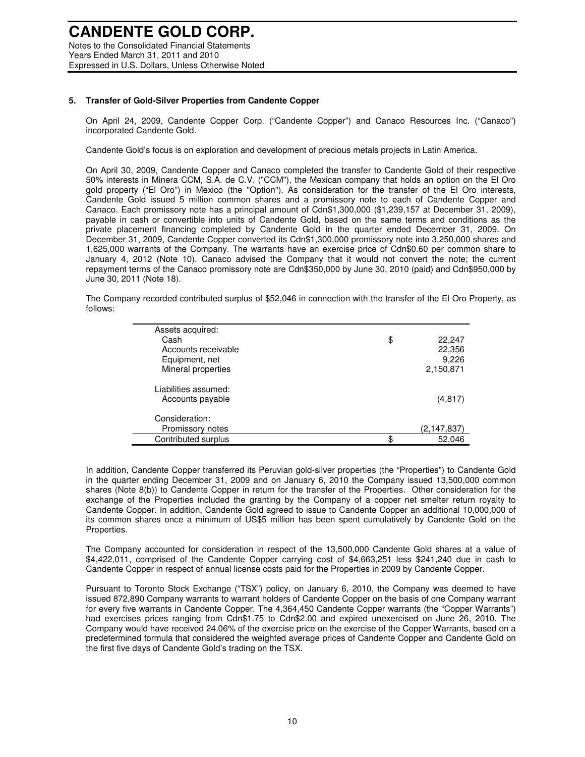### 5. Transfer of Gold-Silver Properties from Candente Copper

On April 24, 2009, Candente Copper Corp. ("Candente Copper") and Canaco Resources Inc. ("Canaco") incorporated Candente Gold.

Candente Gold's focus is on exploration and development of precious metals projects in Latin America.

On April 30, 2009, Candente Copper and Canaco completed the transfer to Candente Gold of their respective 50% interests in Minera CCM, S.A. de C.V. ("CCM"), the Mexican company that holds an option on the El Oro gold property ("El Oro") in Mexico (the "Option"). As consideration for the transfer of the El Oro interests, Candente Gold issued 5 million common shares and a promissory note to each of Candente Copper and Canaco. Each promissory note has a principal amount of Cdn$1,300,000 ($1,239,157 at December 31, 2009), payable in cash or convertible into units of Candente Gold, based on the same terms and conditions as the private placement financing completed by Candente Gold in the quarter ended December 31, 2009. On December 31, 2009, Candente Copper converted its Cdn$1,300,000 promissory note into 3,250,000 shares and 1,625,000 warrants of the Company. The warrants have an exercise price of Cdn$0.60 per common share to January 4, 2012 (Note 10). Canaco advised the Company that it would not convert the note; the current repayment terms of the Canaco promissory note are Cdn$350,000 by June 30, 2010 (paid) and Cdn$950,000 by June 30, 2011 (Note 18).

The Company recorded contributed surplus of $52,046 in connection with the transfer of the El Oro Property, as follows:

| | |
|---|---|
| Assets acquired: | |
| Cash | $ 22,247 |
| Accounts receivable | 22,356 |
| Equipment, net | 9,226 |
| Mineral properties | 2,150,871 |
| Liabilities assumed: | |
| Accounts payable | (4,817) |
| Consideration: | |
| Promissory notes | (2,147,837) |
| Contributed surplus | $ 52,046 |

In addition, Candente Copper transferred its Peruvian gold-silver properties (the "Properties") to Candente Gold in the quarter ending December 31, 2009 and on January 6, 2010 the Company issued 13,500,000 common shares (Note 8(b)) to Candente Copper in return for the transfer of the Properties. Other consideration for the exchange of the Properties included the granting by the Company of a copper net smelter return royalty to Candente Copper. In addition, Candente Gold agreed to issue to Candente Copper an additional 10,000,000 of its common shares once a minimum of US$5 million has been spent cumulatively by Candente Gold on the Properties.

The Company accounted for consideration in respect of the 13,500,000 Candente Gold shares at a value of $4,422,011, comprised of the Candente Copper carrying cost of $4,663,251 less $241,240 due in cash to Candente Copper in respect of annual license costs paid for the Properties in 2009 by Candente Copper.

Pursuant to Toronto Stock Exchange ("TSX") policy, on January 6, 2010, the Company was deemed to have issued 872,890 Company warrants to warrant holders of Candente Copper on the basis of one Company warrant for every five warrants in Candente Copper. The 4,364,450 Candente Copper warrants (the "Copper Warrants") had exercises prices ranging from Cdn$1.75 to Cdn$2.00 and expired unexercised on June 26, 2010. The Company would have received 24.06% of the exercise price on the exercise of the Copper Warrants, based on a predetermined formula that considered the weighted average prices of Candente Copper and Candente Gold on the first five days of Candente Gold's trading on the TSX.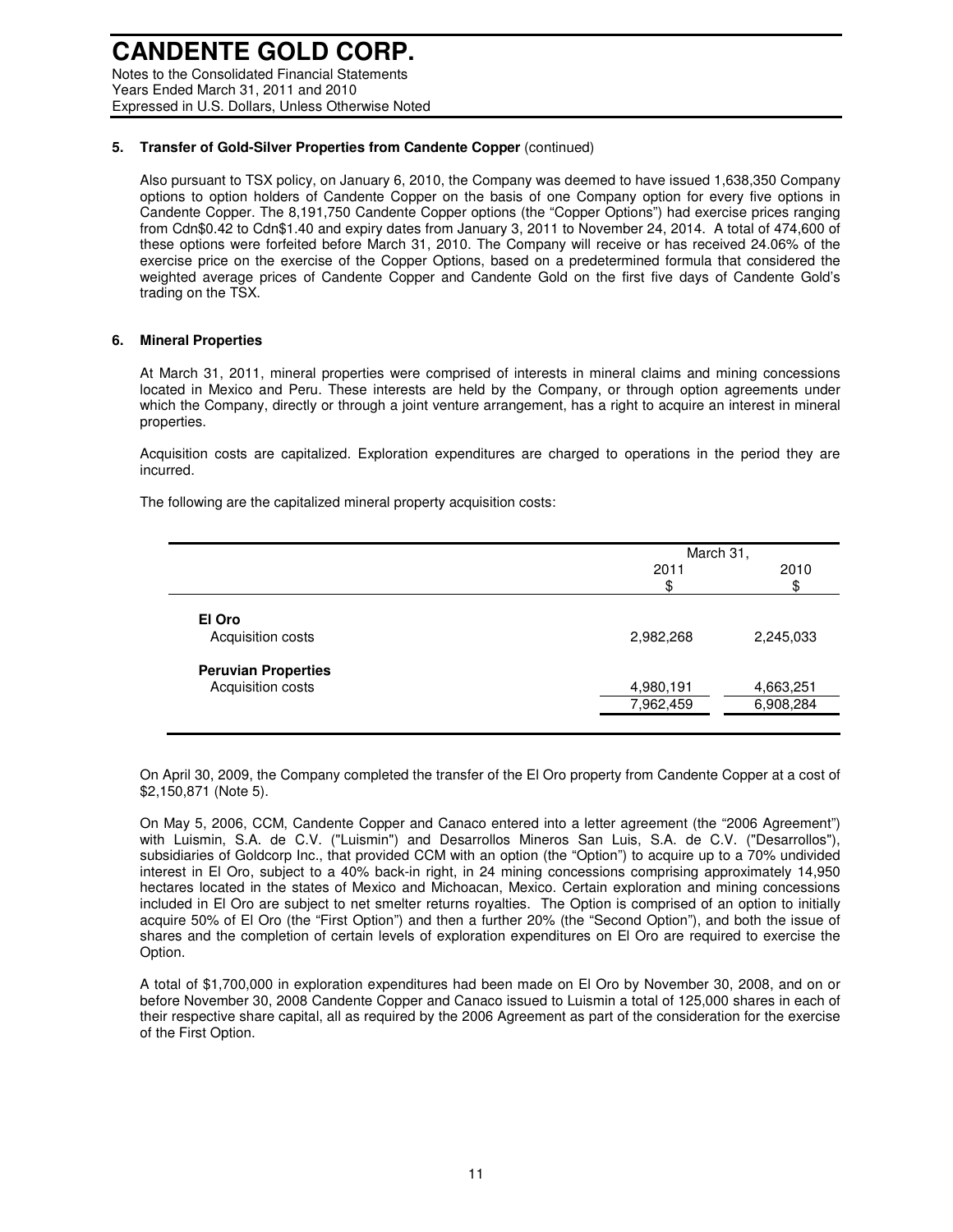### 5. Transfer of Gold-Silver Properties from Candente Copper (continued)

Also pursuant to TSX policy, on January 6, 2010, the Company was deemed to have issued 1,638,350 Company options to option holders of Candente Copper on the basis of one Company option for every five options in Candente Copper. The 8,191,750 Candente Copper options (the "Copper Options") had exercise prices ranging from Cdn$0.42 to Cdn$1.40 and expiry dates from January 3, 2011 to November 24, 2014. A total of 474,600 of these options were forfeited before March 31, 2010. The Company will receive or has received 24.06% of the exercise price on the exercise of the Copper Options, based on a predetermined formula that considered the weighted average prices of Candente Copper and Candente Gold on the first five days of Candente Gold's trading on the TSX.

### 6. Mineral Properties

At March 31, 2011, mineral properties were comprised of interests in mineral claims and mining concessions located in Mexico and Peru. These interests are held by the Company, or through option agreements under which the Company, directly or through a joint venture arrangement, has a right to acquire an interest in mineral properties.

Acquisition costs are capitalized. Exploration expenditures are charged to operations in the period they are incurred.

The following are the capitalized mineral property acquisition costs:

| | March 31, | |
|---|---|---|
| | 2011<br>$ | 2010<br>$ |
| **El Oro** | | |
| Acquisition costs | 2,982,268 | 2,245,033 |
| **Peruvian Properties** | | |
| Acquisition costs | 4,980,191 | 4,663,251 |
| | 7,962,459 | 6,908,284 |

On April 30, 2009, the Company completed the transfer of the El Oro property from Candente Copper at a cost of $2,150,871 (Note 5).

On May 5, 2006, CCM, Candente Copper and Canaco entered into a letter agreement (the "2006 Agreement") with Luismin, S.A. de C.V. ("Luismin") and Desarrollos Mineros San Luis, S.A. de C.V. ("Desarrollos"), subsidiaries of Goldcorp Inc., that provided CCM with an option (the "Option") to acquire up to a 70% undivided interest in El Oro, subject to a 40% back-in right, in 24 mining concessions comprising approximately 14,950 hectares located in the states of Mexico and Michoacan, Mexico. Certain exploration and mining concessions included in El Oro are subject to net smelter returns royalties. The Option is comprised of an option to initially acquire 50% of El Oro (the "First Option") and then a further 20% (the "Second Option"), and both the issue of shares and the completion of certain levels of exploration expenditures on El Oro are required to exercise the Option.

A total of $1,700,000 in exploration expenditures had been made on El Oro by November 30, 2008, and on or before November 30, 2008 Candente Copper and Canaco issued to Luismin a total of 125,000 shares in each of their respective share capital, all as required by the 2006 Agreement as part of the consideration for the exercise of the First Option.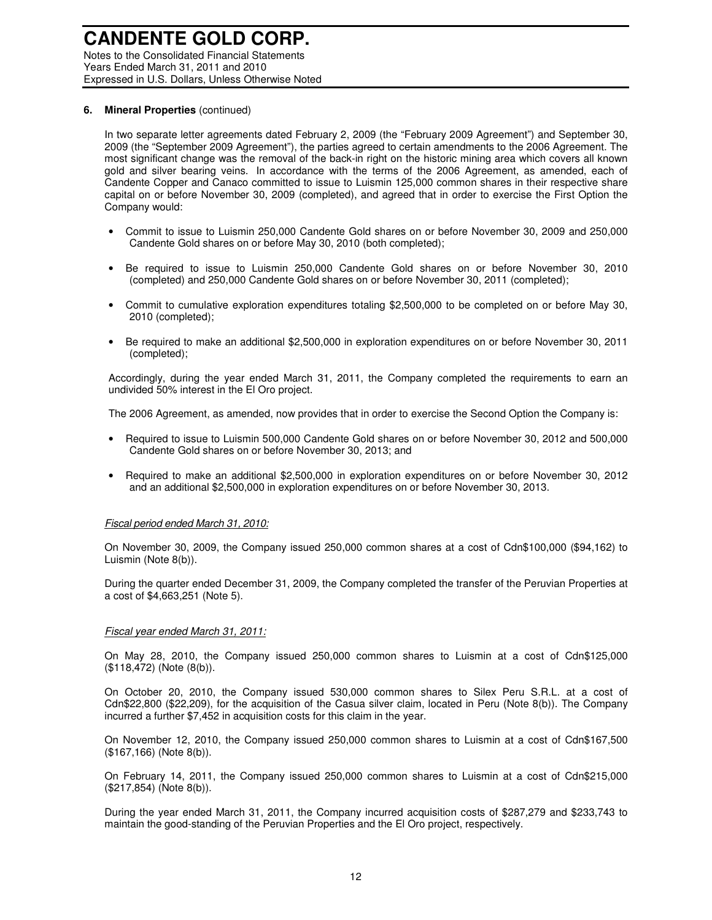### 6. Mineral Properties (continued)

In two separate letter agreements dated February 2, 2009 (the "February 2009 Agreement") and September 30, 2009 (the "September 2009 Agreement"), the parties agreed to certain amendments to the 2006 Agreement. The most significant change was the removal of the back-in right on the historic mining area which covers all known gold and silver bearing veins. In accordance with the terms of the 2006 Agreement, as amended, each of Candente Copper and Canaco committed to issue to Luismin 125,000 common shares in their respective share capital on or before November 30, 2009 (completed), and agreed that in order to exercise the First Option the Company would:

- Commit to issue to Luismin 250,000 Candente Gold shares on or before November 30, 2009 and 250,000 Candente Gold shares on or before May 30, 2010 (both completed);
- Be required to issue to Luismin 250,000 Candente Gold shares on or before November 30, 2010 (completed) and 250,000 Candente Gold shares on or before November 30, 2011 (completed);
- Commit to cumulative exploration expenditures totaling $2,500,000 to be completed on or before May 30, 2010 (completed);
- Be required to make an additional $2,500,000 in exploration expenditures on or before November 30, 2011 (completed);

Accordingly, during the year ended March 31, 2011, the Company completed the requirements to earn an undivided 50% interest in the El Oro project.

The 2006 Agreement, as amended, now provides that in order to exercise the Second Option the Company is:

- Required to issue to Luismin 500,000 Candente Gold shares on or before November 30, 2012 and 500,000 Candente Gold shares on or before November 30, 2013; and
- Required to make an additional $2,500,000 in exploration expenditures on or before November 30, 2012 and an additional $2,500,000 in exploration expenditures on or before November 30, 2013.

*Fiscal period ended March 31, 2010:*

On November 30, 2009, the Company issued 250,000 common shares at a cost of Cdn$100,000 ($94,162) to Luismin (Note 8(b)).

During the quarter ended December 31, 2009, the Company completed the transfer of the Peruvian Properties at a cost of $4,663,251 (Note 5).

*Fiscal year ended March 31, 2011:*

On May 28, 2010, the Company issued 250,000 common shares to Luismin at a cost of Cdn$125,000 ($118,472) (Note (8(b)).

On October 20, 2010, the Company issued 530,000 common shares to Silex Peru S.R.L. at a cost of Cdn$22,800 ($22,209), for the acquisition of the Casua silver claim, located in Peru (Note 8(b)). The Company incurred a further $7,452 in acquisition costs for this claim in the year.

On November 12, 2010, the Company issued 250,000 common shares to Luismin at a cost of Cdn$167,500 ($167,166) (Note 8(b)).

On February 14, 2011, the Company issued 250,000 common shares to Luismin at a cost of Cdn$215,000 ($217,854) (Note 8(b)).

During the year ended March 31, 2011, the Company incurred acquisition costs of $287,279 and $233,743 to maintain the good-standing of the Peruvian Properties and the El Oro project, respectively.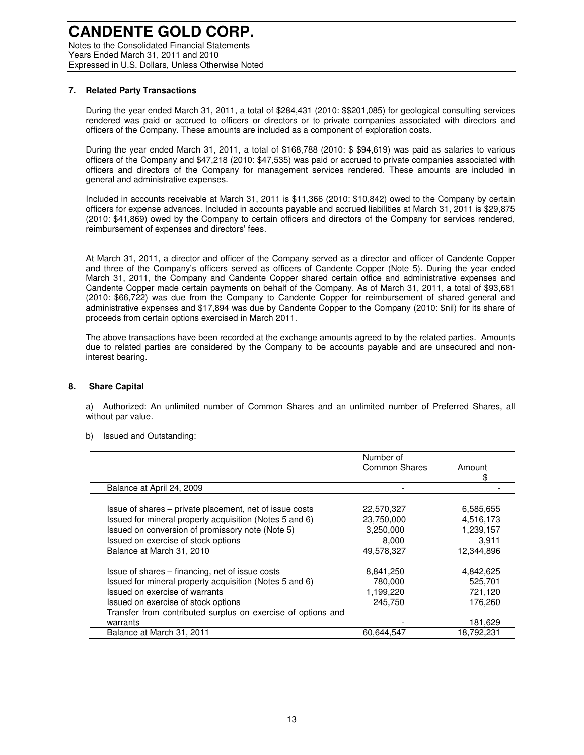# CANDENTE GOLD CORP.

Notes to the Consolidated Financial Statements
Years Ended March 31, 2011 and 2010
Expressed in U.S. Dollars, Unless Otherwise Noted

### 7. Related Party Transactions

During the year ended March 31, 2011, a total of $284,431 (2010: $$201,085) for geological consulting services rendered was paid or accrued to officers or directors or to private companies associated with directors and officers of the Company. These amounts are included as a component of exploration costs.

During the year ended March 31, 2011, a total of $168,788 (2010: $ $94,619) was paid as salaries to various officers of the Company and $47,218 (2010: $47,535) was paid or accrued to private companies associated with officers and directors of the Company for management services rendered. These amounts are included in general and administrative expenses.

Included in accounts receivable at March 31, 2011 is $11,366 (2010: $10,842) owed to the Company by certain officers for expense advances. Included in accounts payable and accrued liabilities at March 31, 2011 is $29,875 (2010: $41,869) owed by the Company to certain officers and directors of the Company for services rendered, reimbursement of expenses and directors' fees.

At March 31, 2011, a director and officer of the Company served as a director and officer of Candente Copper and three of the Company's officers served as officers of Candente Copper (Note 5). During the year ended March 31, 2011, the Company and Candente Copper shared certain office and administrative expenses and Candente Copper made certain payments on behalf of the Company. As of March 31, 2011, a total of $93,681 (2010: $66,722) was due from the Company to Candente Copper for reimbursement of shared general and administrative expenses and $17,894 was due by Candente Copper to the Company (2010: $nil) for its share of proceeds from certain options exercised in March 2011.

The above transactions have been recorded at the exchange amounts agreed to by the related parties. Amounts due to related parties are considered by the Company to be accounts payable and are unsecured and non-interest bearing.

### 8. Share Capital

a) Authorized: An unlimited number of Common Shares and an unlimited number of Preferred Shares, all without par value.

b) Issued and Outstanding:

| | Number of Common Shares | Amount $ |
|---|---|---|
| Balance at April 24, 2009 | - | - |
| Issue of shares – private placement, net of issue costs | 22,570,327 | 6,585,655 |
| Issued for mineral property acquisition (Notes 5 and 6) | 23,750,000 | 4,516,173 |
| Issued on conversion of promissory note (Note 5) | 3,250,000 | 1,239,157 |
| Issued on exercise of stock options | 8,000 | 3,911 |
| Balance at March 31, 2010 | 49,578,327 | 12,344,896 |
| Issue of shares – financing, net of issue costs | 8,841,250 | 4,842,625 |
| Issued for mineral property acquisition (Notes 5 and 6) | 780,000 | 525,701 |
| Issued on exercise of warrants | 1,199,220 | 721,120 |
| Issued on exercise of stock options | 245,750 | 176,260 |
| Transfer from contributed surplus on exercise of options and warrants | - | 181,629 |
| Balance at March 31, 2011 | 60,644,547 | 18,792,231 |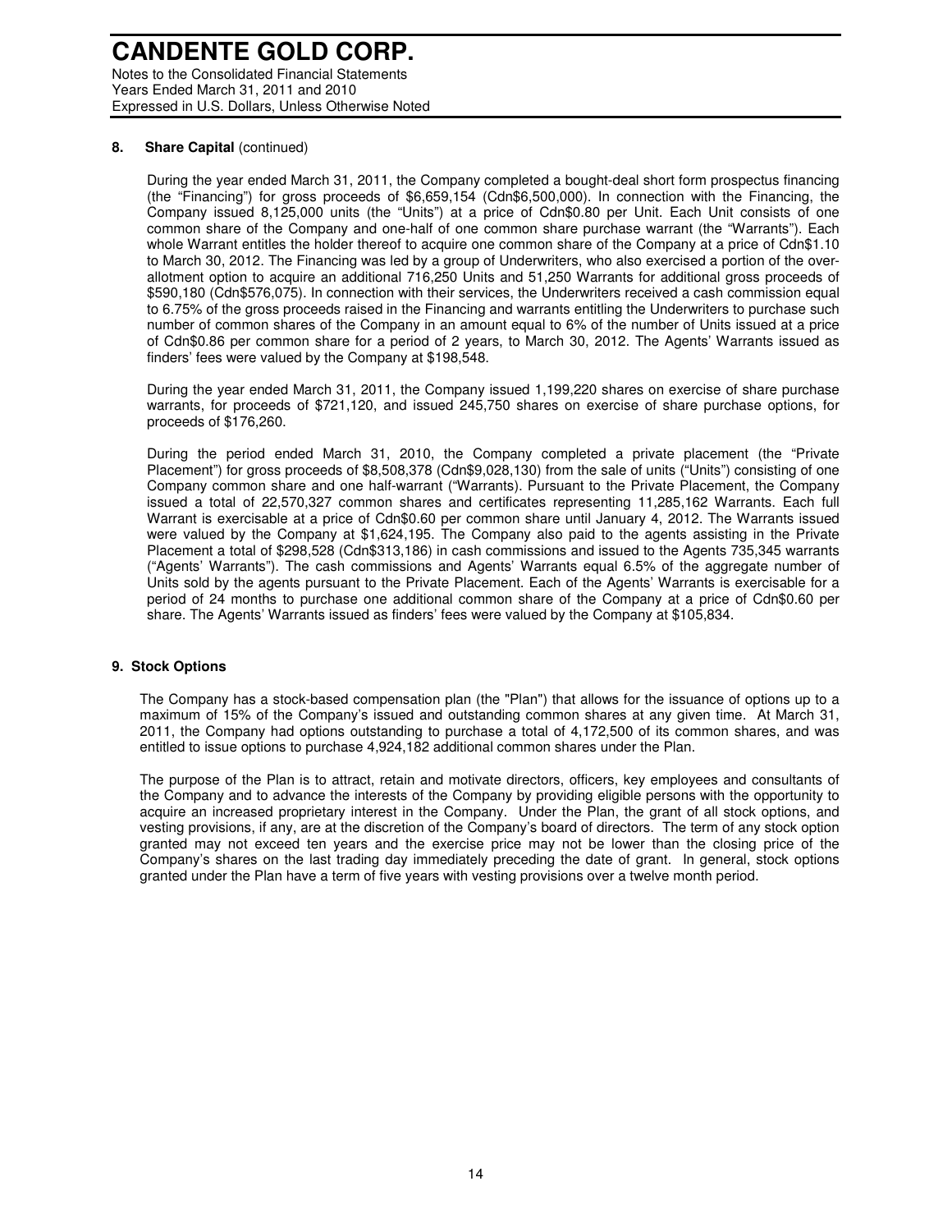## 8. Share Capital (continued)

During the year ended March 31, 2011, the Company completed a bought-deal short form prospectus financing (the "Financing") for gross proceeds of $6,659,154 (Cdn$6,500,000). In connection with the Financing, the Company issued 8,125,000 units (the "Units") at a price of Cdn$0.80 per Unit. Each Unit consists of one common share of the Company and one-half of one common share purchase warrant (the "Warrants"). Each whole Warrant entitles the holder thereof to acquire one common share of the Company at a price of Cdn$1.10 to March 30, 2012. The Financing was led by a group of Underwriters, who also exercised a portion of the over-allotment option to acquire an additional 716,250 Units and 51,250 Warrants for additional gross proceeds of $590,180 (Cdn$576,075). In connection with their services, the Underwriters received a cash commission equal to 6.75% of the gross proceeds raised in the Financing and warrants entitling the Underwriters to purchase such number of common shares of the Company in an amount equal to 6% of the number of Units issued at a price of Cdn$0.86 per common share for a period of 2 years, to March 30, 2012. The Agents' Warrants issued as finders' fees were valued by the Company at $198,548.

During the year ended March 31, 2011, the Company issued 1,199,220 shares on exercise of share purchase warrants, for proceeds of $721,120, and issued 245,750 shares on exercise of share purchase options, for proceeds of $176,260.

During the period ended March 31, 2010, the Company completed a private placement (the "Private Placement") for gross proceeds of $8,508,378 (Cdn$9,028,130) from the sale of units ("Units") consisting of one Company common share and one half-warrant ("Warrants). Pursuant to the Private Placement, the Company issued a total of 22,570,327 common shares and certificates representing 11,285,162 Warrants. Each full Warrant is exercisable at a price of Cdn$0.60 per common share until January 4, 2012. The Warrants issued were valued by the Company at $1,624,195. The Company also paid to the agents assisting in the Private Placement a total of $298,528 (Cdn$313,186) in cash commissions and issued to the Agents 735,345 warrants ("Agents' Warrants"). The cash commissions and Agents' Warrants equal 6.5% of the aggregate number of Units sold by the agents pursuant to the Private Placement. Each of the Agents' Warrants is exercisable for a period of 24 months to purchase one additional common share of the Company at a price of Cdn$0.60 per share. The Agents' Warrants issued as finders' fees were valued by the Company at $105,834.

## 9. Stock Options

The Company has a stock-based compensation plan (the "Plan") that allows for the issuance of options up to a maximum of 15% of the Company's issued and outstanding common shares at any given time. At March 31, 2011, the Company had options outstanding to purchase a total of 4,172,500 of its common shares, and was entitled to issue options to purchase 4,924,182 additional common shares under the Plan.

The purpose of the Plan is to attract, retain and motivate directors, officers, key employees and consultants of the Company and to advance the interests of the Company by providing eligible persons with the opportunity to acquire an increased proprietary interest in the Company. Under the Plan, the grant of all stock options, and vesting provisions, if any, are at the discretion of the Company's board of directors. The term of any stock option granted may not exceed ten years and the exercise price may not be lower than the closing price of the Company's shares on the last trading day immediately preceding the date of grant. In general, stock options granted under the Plan have a term of five years with vesting provisions over a twelve month period.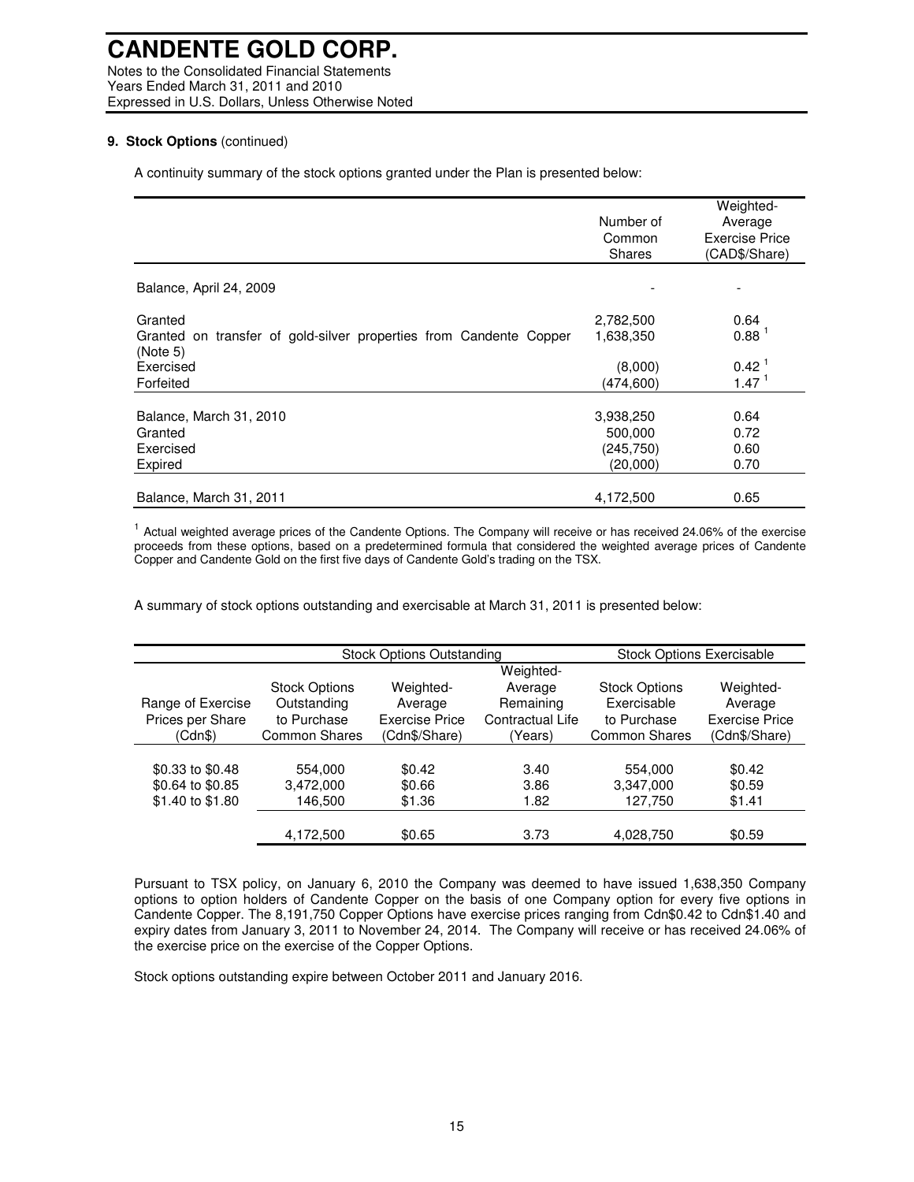**9. Stock Options** (continued)

A continuity summary of the stock options granted under the Plan is presented below:

| | Number of Common Shares | Weighted-Average Exercise Price (CAD$/Share) |
|---|---|---|
| Balance, April 24, 2009 | - | - |
| Granted | 2,782,500 | 0.64 |
| Granted on transfer of gold-silver properties from Candente Copper (Note 5) | 1,638,350 | 0.88 [1] |
| Exercised | (8,000) | 0.42 [1] |
| Forfeited | (474,600) | 1.47 [1] |
| Balance, March 31, 2010 | 3,938,250 | 0.64 |
| Granted | 500,000 | 0.72 |
| Exercised | (245,750) | 0.60 |
| Expired | (20,000) | 0.70 |
| Balance, March 31, 2011 | 4,172,500 | 0.65 |

[1] Actual weighted average prices of the Candente Options. The Company will receive or has received 24.06% of the exercise proceeds from these options, based on a predetermined formula that considered the weighted average prices of Candente Copper and Candente Gold on the first five days of Candente Gold's trading on the TSX.

A summary of stock options outstanding and exercisable at March 31, 2011 is presented below:

| | Stock Options Outstanding | | | Stock Options Exercisable | |
|---|---|---|---|---|---|
| Range of Exercise Prices per Share (Cdn$) | Stock Options Outstanding to Purchase Common Shares | Weighted-Average Exercise Price (Cdn$/Share) | Weighted-Average Remaining Contractual Life (Years) | Stock Options Exercisable to Purchase Common Shares | Weighted-Average Exercise Price (Cdn$/Share) |
| \$0.33 to \$0.48 | 554,000 | \$0.42 | 3.40 | 554,000 | \$0.42 |
| \$0.64 to \$0.85 | 3,472,000 | \$0.66 | 3.86 | 3,347,000 | \$0.59 |
| \$1.40 to \$1.80 | 146,500 | \$1.36 | 1.82 | 127,750 | \$1.41 |
| | 4,172,500 | \$0.65 | 3.73 | 4,028,750 | \$0.59 |

Pursuant to TSX policy, on January 6, 2010 the Company was deemed to have issued 1,638,350 Company options to option holders of Candente Copper on the basis of one Company option for every five options in Candente Copper. The 8,191,750 Copper Options have exercise prices ranging from Cdn\$0.42 to Cdn\$1.40 and expiry dates from January 3, 2011 to November 24, 2014. The Company will receive or has received 24.06% of the exercise price on the exercise of the Copper Options.

Stock options outstanding expire between October 2011 and January 2016.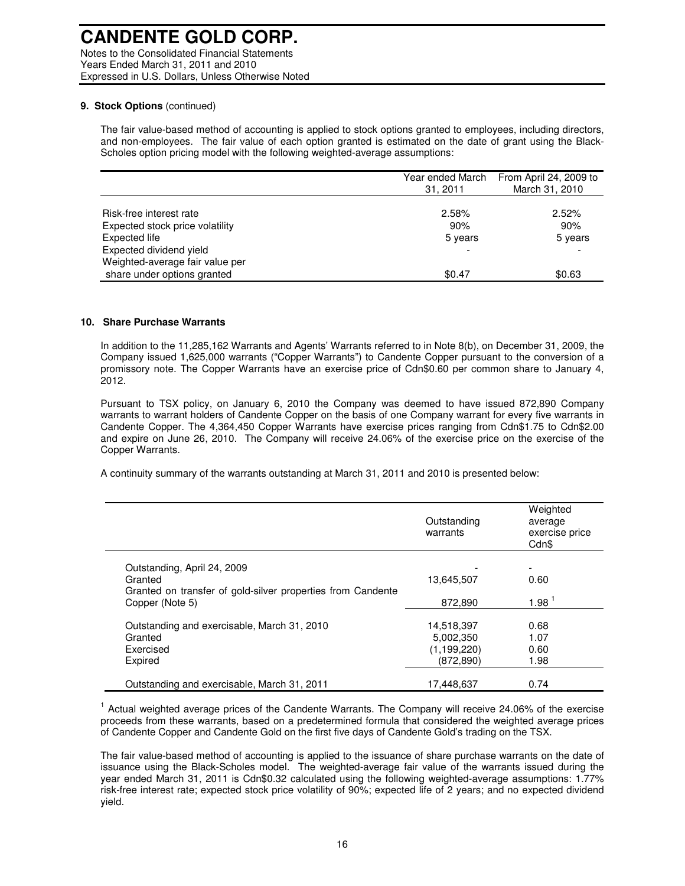### 9. Stock Options (continued)

The fair value-based method of accounting is applied to stock options granted to employees, including directors, and non-employees. The fair value of each option granted is estimated on the date of grant using the Black-Scholes option pricing model with the following weighted-average assumptions:

| | Year ended March 31, 2011 | From April 24, 2009 to March 31, 2010 |
|---|---|---|
| Risk-free interest rate | 2.58% | 2.52% |
| Expected stock price volatility | 90% | 90% |
| Expected life | 5 years | 5 years |
| Expected dividend yield | - | - |
| Weighted-average fair value per share under options granted | $0.47 | $0.63 |

### 10. Share Purchase Warrants

In addition to the 11,285,162 Warrants and Agents' Warrants referred to in Note 8(b), on December 31, 2009, the Company issued 1,625,000 warrants ("Copper Warrants") to Candente Copper pursuant to the conversion of a promissory note. The Copper Warrants have an exercise price of Cdn$0.60 per common share to January 4, 2012.

Pursuant to TSX policy, on January 6, 2010 the Company was deemed to have issued 872,890 Company warrants to warrant holders of Candente Copper on the basis of one Company warrant for every five warrants in Candente Copper. The 4,364,450 Copper Warrants have exercise prices ranging from Cdn$1.75 to Cdn$2.00 and expire on June 26, 2010. The Company will receive 24.06% of the exercise price on the exercise of the Copper Warrants.

A continuity summary of the warrants outstanding at March 31, 2011 and 2010 is presented below:

| | Outstanding warrants | Weighted average exercise price Cdn$ |
|---|---|---|
| Outstanding, April 24, 2009 | - | - |
| Granted | 13,645,507 | 0.60 |
| Granted on transfer of gold-silver properties from Candente Copper (Note 5) | 872,890 | 1.98 [1] |
| Outstanding and exercisable, March 31, 2010 | 14,518,397 | 0.68 |
| Granted | 5,002,350 | 1.07 |
| Exercised | (1,199,220) | 0.60 |
| Expired | (872,890) | 1.98 |
| Outstanding and exercisable, March 31, 2011 | 17,448,637 | 0.74 |

[1] Actual weighted average prices of the Candente Warrants. The Company will receive 24.06% of the exercise proceeds from these warrants, based on a predetermined formula that considered the weighted average prices of Candente Copper and Candente Gold on the first five days of Candente Gold's trading on the TSX.

The fair value-based method of accounting is applied to the issuance of share purchase warrants on the date of issuance using the Black-Scholes model. The weighted-average fair value of the warrants issued during the year ended March 31, 2011 is Cdn$0.32 calculated using the following weighted-average assumptions: 1.77% risk-free interest rate; expected stock price volatility of 90%; expected life of 2 years; and no expected dividend yield.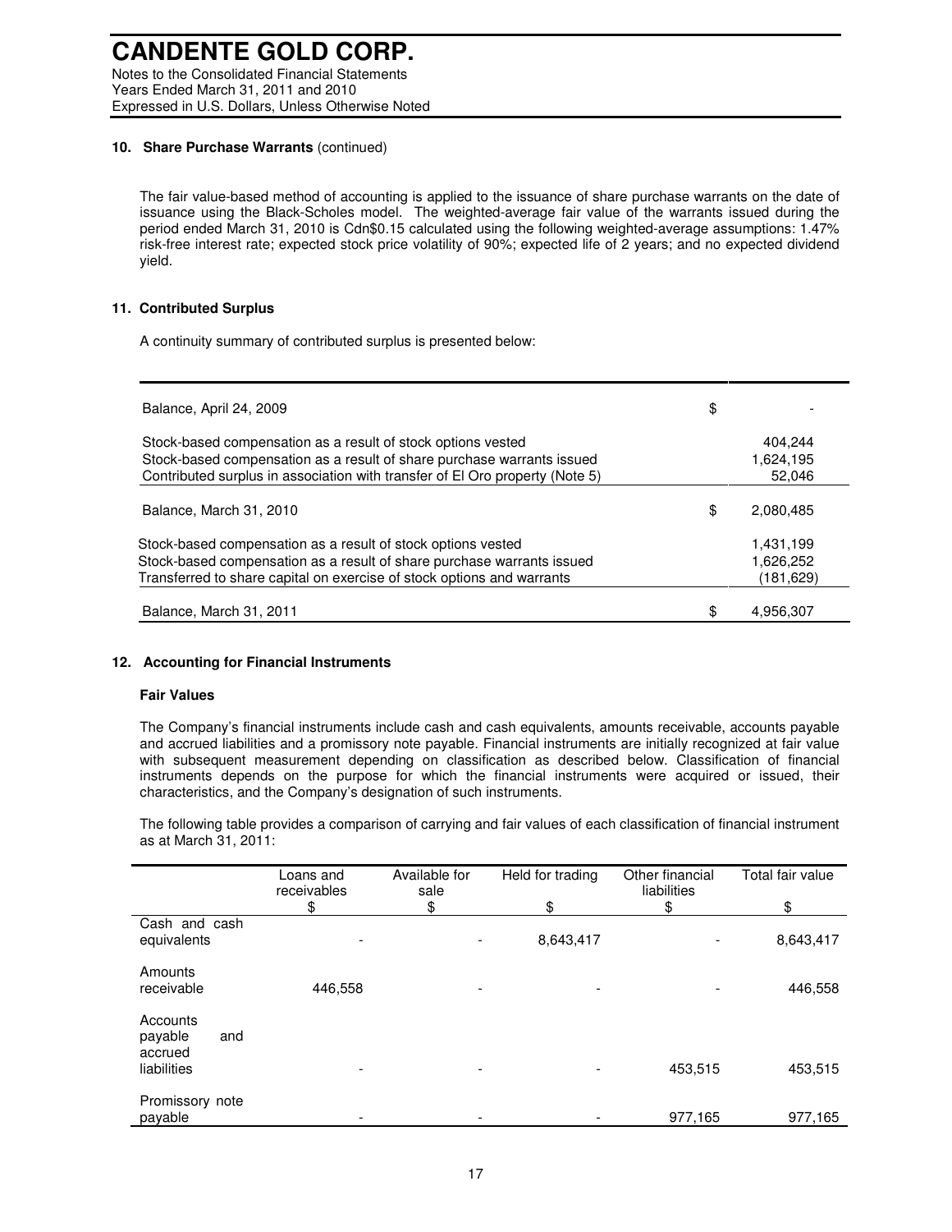**10. Share Purchase Warrants** (continued)

The fair value-based method of accounting is applied to the issuance of share purchase warrants on the date of issuance using the Black-Scholes model. The weighted-average fair value of the warrants issued during the period ended March 31, 2010 is Cdn$0.15 calculated using the following weighted-average assumptions: 1.47% risk-free interest rate; expected stock price volatility of 90%; expected life of 2 years; and no expected dividend yield.

**11. Contributed Surplus**

A continuity summary of contributed surplus is presented below:

| | |
|---|---|
| Balance, April 24, 2009 | $ - |
| Stock-based compensation as a result of stock options vested | 404,244 |
| Stock-based compensation as a result of share purchase warrants issued | 1,624,195 |
| Contributed surplus in association with transfer of El Oro property (Note 5) | 52,046 |
| Balance, March 31, 2010 | $ 2,080,485 |
| Stock-based compensation as a result of stock options vested | 1,431,199 |
| Stock-based compensation as a result of share purchase warrants issued | 1,626,252 |
| Transferred to share capital on exercise of stock options and warrants | (181,629) |
| Balance, March 31, 2011 | $ 4,956,307 |

**12. Accounting for Financial Instruments**

**Fair Values**

The Company's financial instruments include cash and cash equivalents, amounts receivable, accounts payable and accrued liabilities and a promissory note payable. Financial instruments are initially recognized at fair value with subsequent measurement depending on classification as described below. Classification of financial instruments depends on the purpose for which the financial instruments were acquired or issued, their characteristics, and the Company's designation of such instruments.

The following table provides a comparison of carrying and fair values of each classification of financial instrument as at March 31, 2011:

| | Loans and receivables $ | Available for sale $ | Held for trading $ | Other financial liabilities $ | Total fair value $ |
|---|---|---|---|---|---|
| Cash and cash equivalents | - | - | 8,643,417 | - | 8,643,417 |
| Amounts receivable | 446,558 | - | - | - | 446,558 |
| Accounts payable and accrued liabilities | - | - | - | 453,515 | 453,515 |
| Promissory note payable | - | - | - | 977,165 | 977,165 |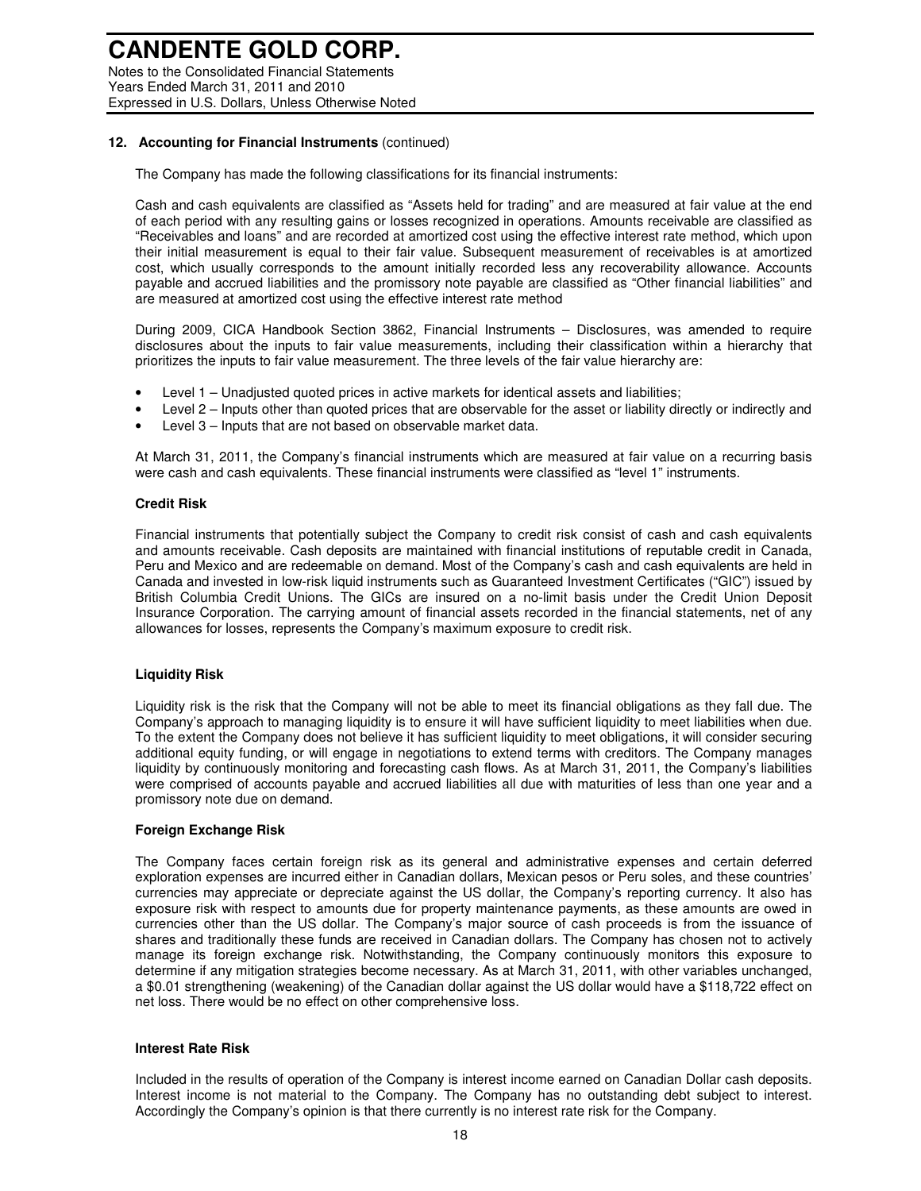## 12. Accounting for Financial Instruments (continued)

The Company has made the following classifications for its financial instruments:

Cash and cash equivalents are classified as "Assets held for trading" and are measured at fair value at the end of each period with any resulting gains or losses recognized in operations. Amounts receivable are classified as "Receivables and loans" and are recorded at amortized cost using the effective interest rate method, which upon their initial measurement is equal to their fair value. Subsequent measurement of receivables is at amortized cost, which usually corresponds to the amount initially recorded less any recoverability allowance. Accounts payable and accrued liabilities and the promissory note payable are classified as "Other financial liabilities" and are measured at amortized cost using the effective interest rate method

During 2009, CICA Handbook Section 3862, Financial Instruments – Disclosures, was amended to require disclosures about the inputs to fair value measurements, including their classification within a hierarchy that prioritizes the inputs to fair value measurement. The three levels of the fair value hierarchy are:

- Level 1 – Unadjusted quoted prices in active markets for identical assets and liabilities;
- Level 2 – Inputs other than quoted prices that are observable for the asset or liability directly or indirectly and
- Level 3 – Inputs that are not based on observable market data.

At March 31, 2011, the Company's financial instruments which are measured at fair value on a recurring basis were cash and cash equivalents. These financial instruments were classified as "level 1" instruments.

### Credit Risk

Financial instruments that potentially subject the Company to credit risk consist of cash and cash equivalents and amounts receivable. Cash deposits are maintained with financial institutions of reputable credit in Canada, Peru and Mexico and are redeemable on demand. Most of the Company's cash and cash equivalents are held in Canada and invested in low-risk liquid instruments such as Guaranteed Investment Certificates ("GIC") issued by British Columbia Credit Unions. The GICs are insured on a no-limit basis under the Credit Union Deposit Insurance Corporation. The carrying amount of financial assets recorded in the financial statements, net of any allowances for losses, represents the Company's maximum exposure to credit risk.

### Liquidity Risk

Liquidity risk is the risk that the Company will not be able to meet its financial obligations as they fall due. The Company's approach to managing liquidity is to ensure it will have sufficient liquidity to meet liabilities when due. To the extent the Company does not believe it has sufficient liquidity to meet obligations, it will consider securing additional equity funding, or will engage in negotiations to extend terms with creditors. The Company manages liquidity by continuously monitoring and forecasting cash flows. As at March 31, 2011, the Company's liabilities were comprised of accounts payable and accrued liabilities all due with maturities of less than one year and a promissory note due on demand.

### Foreign Exchange Risk

The Company faces certain foreign risk as its general and administrative expenses and certain deferred exploration expenses are incurred either in Canadian dollars, Mexican pesos or Peru soles, and these countries' currencies may appreciate or depreciate against the US dollar, the Company's reporting currency. It also has exposure risk with respect to amounts due for property maintenance payments, as these amounts are owed in currencies other than the US dollar. The Company's major source of cash proceeds is from the issuance of shares and traditionally these funds are received in Canadian dollars. The Company has chosen not to actively manage its foreign exchange risk. Notwithstanding, the Company continuously monitors this exposure to determine if any mitigation strategies become necessary. As at March 31, 2011, with other variables unchanged, a $0.01 strengthening (weakening) of the Canadian dollar against the US dollar would have a $118,722 effect on net loss. There would be no effect on other comprehensive loss.

### Interest Rate Risk

Included in the results of operation of the Company is interest income earned on Canadian Dollar cash deposits. Interest income is not material to the Company. The Company has no outstanding debt subject to interest. Accordingly the Company's opinion is that there currently is no interest rate risk for the Company.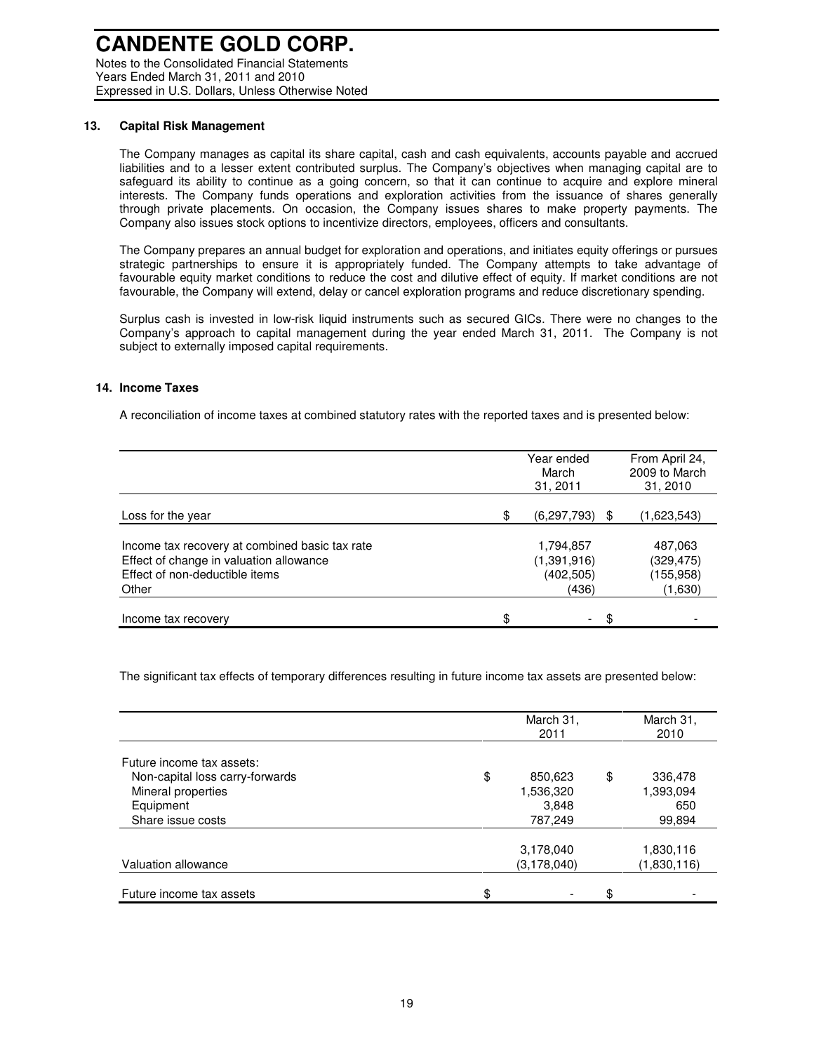# CANDENTE GOLD CORP.

Notes to the Consolidated Financial Statements
Years Ended March 31, 2011 and 2010
Expressed in U.S. Dollars, Unless Otherwise Noted

## 13. Capital Risk Management

The Company manages as capital its share capital, cash and cash equivalents, accounts payable and accrued liabilities and to a lesser extent contributed surplus. The Company's objectives when managing capital are to safeguard its ability to continue as a going concern, so that it can continue to acquire and explore mineral interests. The Company funds operations and exploration activities from the issuance of shares generally through private placements. On occasion, the Company issues shares to make property payments. The Company also issues stock options to incentivize directors, employees, officers and consultants.

The Company prepares an annual budget for exploration and operations, and initiates equity offerings or pursues strategic partnerships to ensure it is appropriately funded. The Company attempts to take advantage of favourable equity market conditions to reduce the cost and dilutive effect of equity. If market conditions are not favourable, the Company will extend, delay or cancel exploration programs and reduce discretionary spending.

Surplus cash is invested in low-risk liquid instruments such as secured GICs. There were no changes to the Company's approach to capital management during the year ended March 31, 2011. The Company is not subject to externally imposed capital requirements.

## 14. Income Taxes

A reconciliation of income taxes at combined statutory rates with the reported taxes and is presented below:

| | Year ended March 31, 2011 | From April 24, 2009 to March 31, 2010 |
|---|---|---|
| Loss for the year | $ (6,297,793) | $ (1,623,543) |
| Income tax recovery at combined basic tax rate | 1,794,857 | 487,063 |
| Effect of change in valuation allowance | (1,391,916) | (329,475) |
| Effect of non-deductible items | (402,505) | (155,958) |
| Other | (436) | (1,630) |
| Income tax recovery | $ - | $ - |

The significant tax effects of temporary differences resulting in future income tax assets are presented below:

| | March 31, 2011 | March 31, 2010 |
|---|---|---|
| Future income tax assets: | | |
| Non-capital loss carry-forwards | $ 850,623 | $ 336,478 |
| Mineral properties | 1,536,320 | 1,393,094 |
| Equipment | 3,848 | 650 |
| Share issue costs | 787,249 | 99,894 |
| | 3,178,040 | 1,830,116 |
| Valuation allowance | (3,178,040) | (1,830,116) |
| Future income tax assets | $ - | $ - |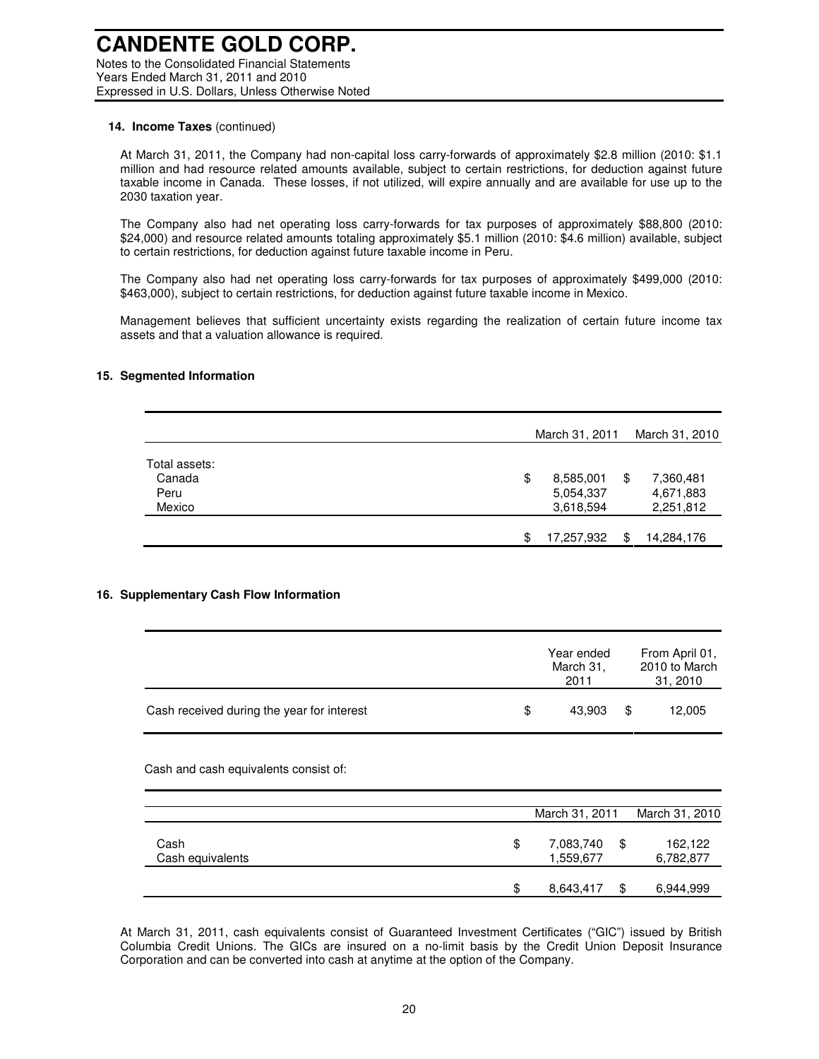**14. Income Taxes** (continued)

At March 31, 2011, the Company had non-capital loss carry-forwards of approximately $2.8 million (2010: $1.1 million and had resource related amounts available, subject to certain restrictions, for deduction against future taxable income in Canada. These losses, if not utilized, will expire annually and are available for use up to the 2030 taxation year.

The Company also had net operating loss carry-forwards for tax purposes of approximately $88,800 (2010: $24,000) and resource related amounts totaling approximately $5.1 million (2010: $4.6 million) available, subject to certain restrictions, for deduction against future taxable income in Peru.

The Company also had net operating loss carry-forwards for tax purposes of approximately $499,000 (2010: $463,000), subject to certain restrictions, for deduction against future taxable income in Mexico.

Management believes that sufficient uncertainty exists regarding the realization of certain future income tax assets and that a valuation allowance is required.

## 15. Segmented Information

| | March 31, 2011 | March 31, 2010 |
|---|---|---|
| Total assets: | | |
| Canada | $ 8,585,001 | $ 7,360,481 |
| Peru | 5,054,337 | 4,671,883 |
| Mexico | 3,618,594 | 2,251,812 |
| | $ 17,257,932 | $ 14,284,176 |

## 16. Supplementary Cash Flow Information

| | Year ended March 31, 2011 | From April 01, 2010 to March 31, 2010 |
|---|---|---|
| Cash received during the year for interest | $ 43,903 | $ 12,005 |

Cash and cash equivalents consist of:

| | March 31, 2011 | March 31, 2010 |
|---|---|---|
| Cash | $ 7,083,740 | $ 162,122 |
| Cash equivalents | 1,559,677 | 6,782,877 |
| | $ 8,643,417 | $ 6,944,999 |

At March 31, 2011, cash equivalents consist of Guaranteed Investment Certificates ("GIC") issued by British Columbia Credit Unions. The GICs are insured on a no-limit basis by the Credit Union Deposit Insurance Corporation and can be converted into cash at anytime at the option of the Company.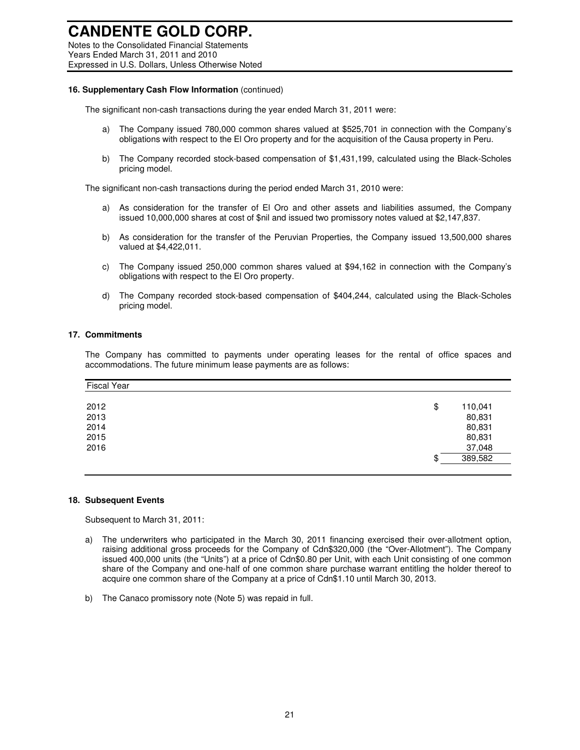### 16. Supplementary Cash Flow Information (continued)

The significant non-cash transactions during the year ended March 31, 2011 were:

a) The Company issued 780,000 common shares valued at $525,701 in connection with the Company's obligations with respect to the El Oro property and for the acquisition of the Causa property in Peru.

b) The Company recorded stock-based compensation of $1,431,199, calculated using the Black-Scholes pricing model.

The significant non-cash transactions during the period ended March 31, 2010 were:

a) As consideration for the transfer of El Oro and other assets and liabilities assumed, the Company issued 10,000,000 shares at cost of $nil and issued two promissory notes valued at $2,147,837.

b) As consideration for the transfer of the Peruvian Properties, the Company issued 13,500,000 shares valued at $4,422,011.

c) The Company issued 250,000 common shares valued at $94,162 in connection with the Company's obligations with respect to the El Oro property.

d) The Company recorded stock-based compensation of $404,244, calculated using the Black-Scholes pricing model.

### 17. Commitments

The Company has committed to payments under operating leases for the rental of office spaces and accommodations. The future minimum lease payments are as follows:

| Fiscal Year | |
|---|---|
| 2012 | $ 110,041 |
| 2013 | 80,831 |
| 2014 | 80,831 |
| 2015 | 80,831 |
| 2016 | 37,048 |
| | $ 389,582 |

### 18. Subsequent Events

Subsequent to March 31, 2011:

a) The underwriters who participated in the March 30, 2011 financing exercised their over-allotment option, raising additional gross proceeds for the Company of Cdn$320,000 (the "Over-Allotment"). The Company issued 400,000 units (the "Units") at a price of Cdn$0.80 per Unit, with each Unit consisting of one common share of the Company and one-half of one common share purchase warrant entitling the holder thereof to acquire one common share of the Company at a price of Cdn$1.10 until March 30, 2013.

b) The Canaco promissory note (Note 5) was repaid in full.